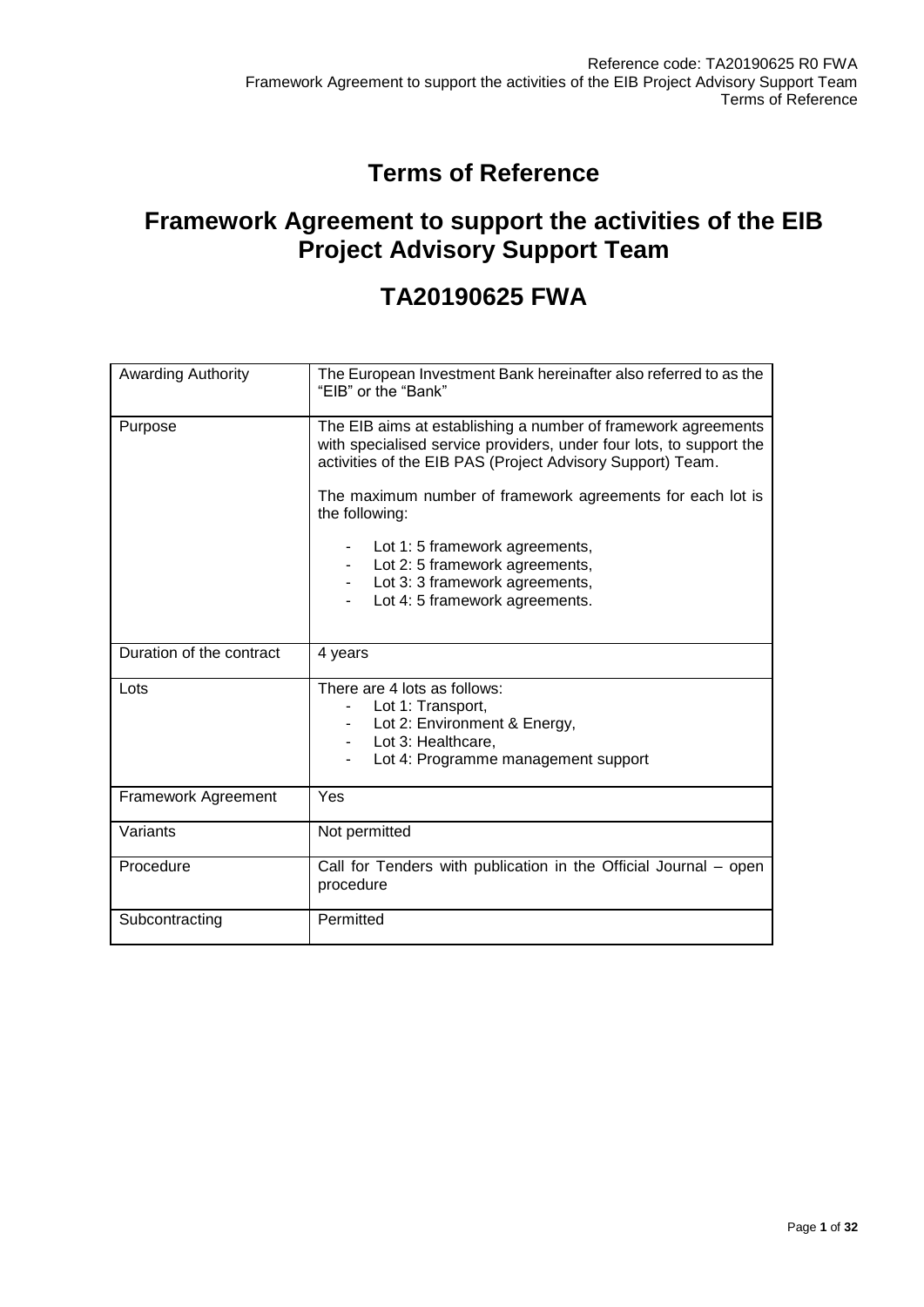# Terms of Reference

## Framework Agreement to support the activities of the EIB Project Advisory Support Team

## TA20190625 FWA

| | |
|---|---|
| Awarding Authority | The European Investment Bank hereinafter also referred to as the "EIB" or the "Bank" |
| Purpose | The EIB aims at establishing a number of framework agreements with specialised service providers, under four lots, to support the activities of the EIB PAS (Project Advisory Support) Team.<br><br>The maximum number of framework agreements for each lot is the following:<br><br>- Lot 1: 5 framework agreements,<br>- Lot 2: 5 framework agreements,<br>- Lot 3: 3 framework agreements,<br>- Lot 4: 5 framework agreements. |
| Duration of the contract | 4 years |
| Lots | There are 4 lots as follows:<br>- Lot 1: Transport,<br>- Lot 2: Environment & Energy,<br>- Lot 3: Healthcare,<br>- Lot 4: Programme management support |
| Framework Agreement | Yes |
| Variants | Not permitted |
| Procedure | Call for Tenders with publication in the Official Journal – open procedure |
| Subcontracting | Permitted |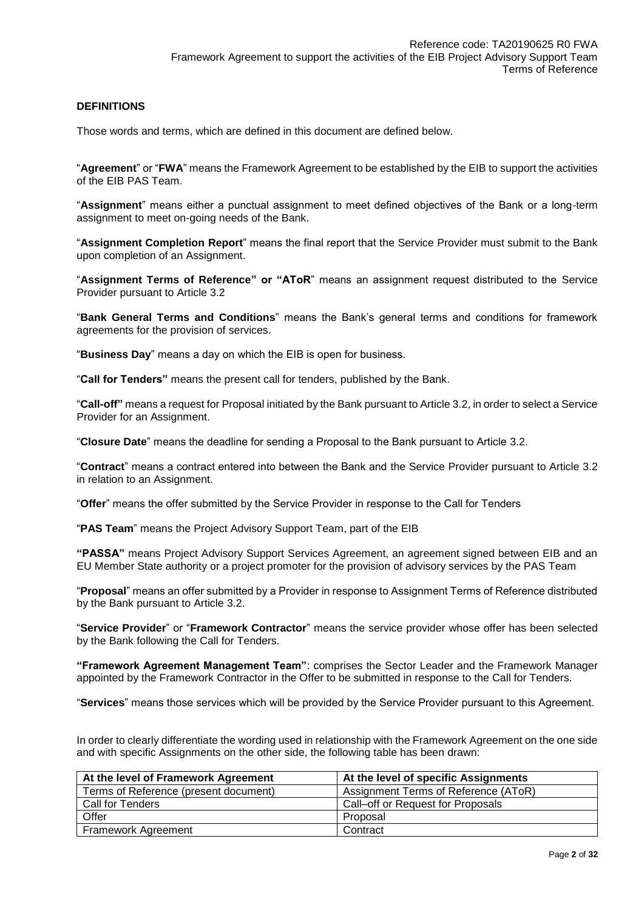## DEFINITIONS

Those words and terms, which are defined in this document are defined below.

"**Agreement**" or "**FWA**" means the Framework Agreement to be established by the EIB to support the activities of the EIB PAS Team.

"**Assignment**" means either a punctual assignment to meet defined objectives of the Bank or a long-term assignment to meet on-going needs of the Bank.

"**Assignment Completion Report**" means the final report that the Service Provider must submit to the Bank upon completion of an Assignment.

"**Assignment Terms of Reference" or "AToR**" means an assignment request distributed to the Service Provider pursuant to Article 3.2

"**Bank General Terms and Conditions**" means the Bank's general terms and conditions for framework agreements for the provision of services.

"**Business Day**" means a day on which the EIB is open for business.

"**Call for Tenders"** means the present call for tenders, published by the Bank.

"**Call-off"** means a request for Proposal initiated by the Bank pursuant to Article 3.2, in order to select a Service Provider for an Assignment.

"**Closure Date**" means the deadline for sending a Proposal to the Bank pursuant to Article 3.2.

"**Contract**" means a contract entered into between the Bank and the Service Provider pursuant to Article 3.2 in relation to an Assignment.

"**Offer**" means the offer submitted by the Service Provider in response to the Call for Tenders

"**PAS Team**" means the Project Advisory Support Team, part of the EIB

**"PASSA"** means Project Advisory Support Services Agreement, an agreement signed between EIB and an EU Member State authority or a project promoter for the provision of advisory services by the PAS Team

"**Proposal**" means an offer submitted by a Provider in response to Assignment Terms of Reference distributed by the Bank pursuant to Article 3.2.

"**Service Provider**" or "**Framework Contractor**" means the service provider whose offer has been selected by the Bank following the Call for Tenders.

**"Framework Agreement Management Team"**: comprises the Sector Leader and the Framework Manager appointed by the Framework Contractor in the Offer to be submitted in response to the Call for Tenders.

"**Services**" means those services which will be provided by the Service Provider pursuant to this Agreement.

In order to clearly differentiate the wording used in relationship with the Framework Agreement on the one side and with specific Assignments on the other side, the following table has been drawn:

| At the level of Framework Agreement | At the level of specific Assignments |
|---|---|
| Terms of Reference (present document) | Assignment Terms of Reference (AToR) |
| Call for Tenders | Call–off or Request for Proposals |
| Offer | Proposal |
| Framework Agreement | Contract |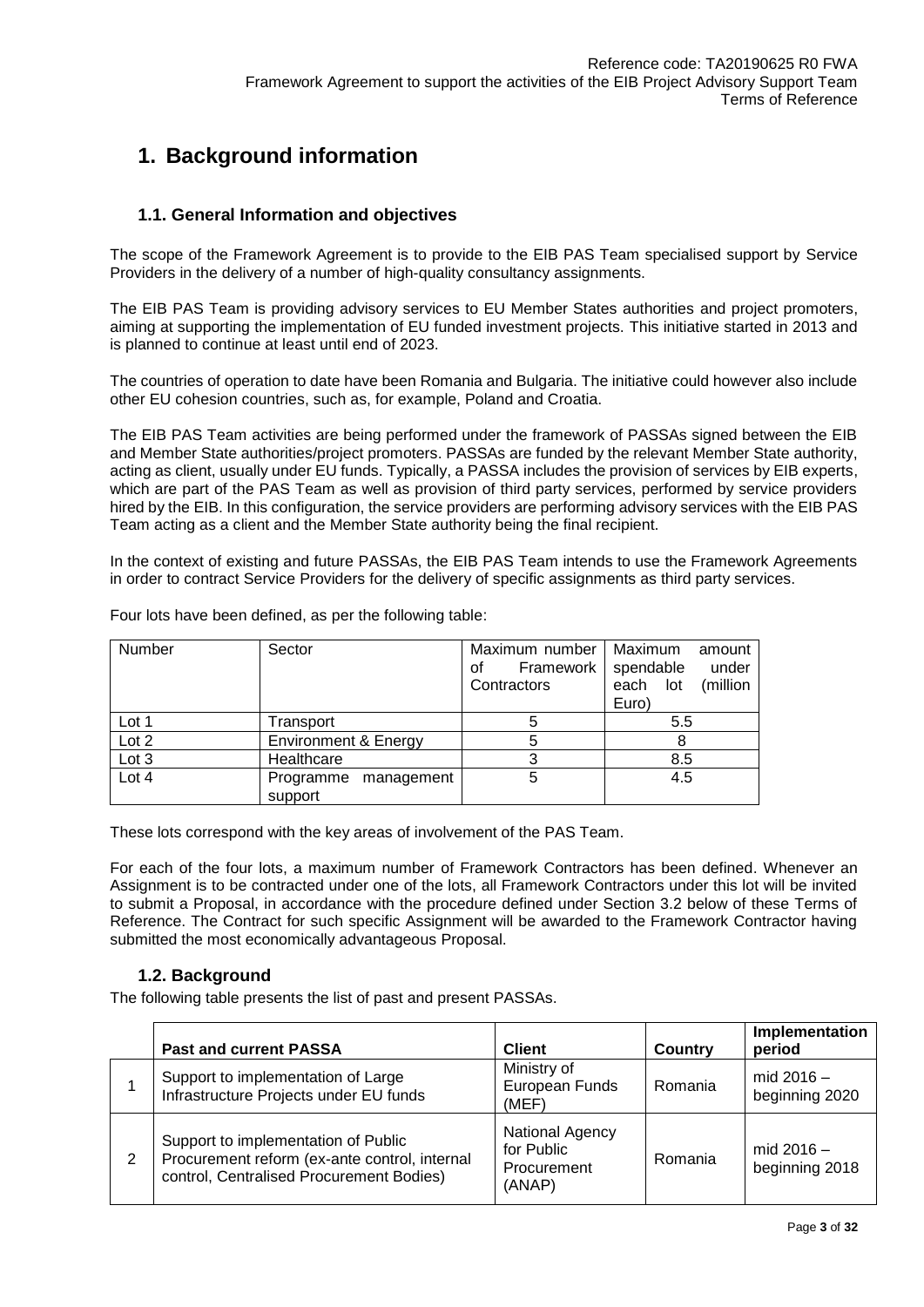# 1. Background information

## 1.1. General Information and objectives

The scope of the Framework Agreement is to provide to the EIB PAS Team specialised support by Service Providers in the delivery of a number of high-quality consultancy assignments.

The EIB PAS Team is providing advisory services to EU Member States authorities and project promoters, aiming at supporting the implementation of EU funded investment projects. This initiative started in 2013 and is planned to continue at least until end of 2023.

The countries of operation to date have been Romania and Bulgaria. The initiative could however also include other EU cohesion countries, such as, for example, Poland and Croatia.

The EIB PAS Team activities are being performed under the framework of PASSAs signed between the EIB and Member State authorities/project promoters. PASSAs are funded by the relevant Member State authority, acting as client, usually under EU funds. Typically, a PASSA includes the provision of services by EIB experts, which are part of the PAS Team as well as provision of third party services, performed by service providers hired by the EIB. In this configuration, the service providers are performing advisory services with the EIB PAS Team acting as a client and the Member State authority being the final recipient.

In the context of existing and future PASSAs, the EIB PAS Team intends to use the Framework Agreements in order to contract Service Providers for the delivery of specific assignments as third party services.

Four lots have been defined, as per the following table:

| Number | Sector | Maximum number of Framework Contractors | Maximum amount spendable under each lot (million Euro) |
|---|---|---|---|
| Lot 1 | Transport | 5 | 5.5 |
| Lot 2 | Environment & Energy | 5 | 8 |
| Lot 3 | Healthcare | 3 | 8.5 |
| Lot 4 | Programme management support | 5 | 4.5 |

These lots correspond with the key areas of involvement of the PAS Team.

For each of the four lots, a maximum number of Framework Contractors has been defined. Whenever an Assignment is to be contracted under one of the lots, all Framework Contractors under this lot will be invited to submit a Proposal, in accordance with the procedure defined under Section 3.2 below of these Terms of Reference. The Contract for such specific Assignment will be awarded to the Framework Contractor having submitted the most economically advantageous Proposal.

## 1.2. Background

The following table presents the list of past and present PASSAs.

| | Past and current PASSA | Client | Country | Implementation period |
|---|---|---|---|---|
| 1 | Support to implementation of Large Infrastructure Projects under EU funds | Ministry of European Funds (MEF) | Romania | mid 2016 – beginning 2020 |
| 2 | Support to implementation of Public Procurement reform (ex-ante control, internal control, Centralised Procurement Bodies) | National Agency for Public Procurement (ANAP) | Romania | mid 2016 – beginning 2018 |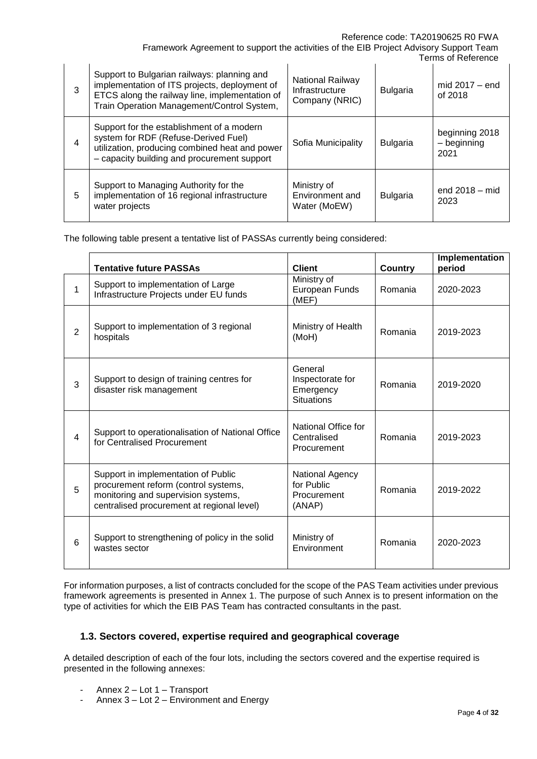| | | | | |
|---|---|---|---|---|
| 3 | Support to Bulgarian railways: planning and implementation of ITS projects, deployment of ETCS along the railway line, implementation of Train Operation Management/Control System, | National Railway Infrastructure Company (NRIC) | Bulgaria | mid 2017 – end of 2018 |
| 4 | Support for the establishment of a modern system for RDF (Refuse-Derived Fuel) utilization, producing combined heat and power – capacity building and procurement support | Sofia Municipality | Bulgaria | beginning 2018 – beginning 2021 |
| 5 | Support to Managing Authority for the implementation of 16 regional infrastructure water projects | Ministry of Environment and Water (MoEW) | Bulgaria | end 2018 – mid 2023 |

The following table present a tentative list of PASSAs currently being considered:

| | Tentative future PASSAs | Client | Country | Implementation period |
|---|---|---|---|---|
| 1 | Support to implementation of Large Infrastructure Projects under EU funds | Ministry of European Funds (MEF) | Romania | 2020-2023 |
| 2 | Support to implementation of 3 regional hospitals | Ministry of Health (MoH) | Romania | 2019-2023 |
| 3 | Support to design of training centres for disaster risk management | General Inspectorate for Emergency Situations | Romania | 2019-2020 |
| 4 | Support to operationalisation of National Office for Centralised Procurement | National Office for Centralised Procurement | Romania | 2019-2023 |
| 5 | Support in implementation of Public procurement reform (control systems, monitoring and supervision systems, centralised procurement at regional level) | National Agency for Public Procurement (ANAP) | Romania | 2019-2022 |
| 6 | Support to strengthening of policy in the solid wastes sector | Ministry of Environment | Romania | 2020-2023 |

For information purposes, a list of contracts concluded for the scope of the PAS Team activities under previous framework agreements is presented in Annex 1. The purpose of such Annex is to present information on the type of activities for which the EIB PAS Team has contracted consultants in the past.

### 1.3. Sectors covered, expertise required and geographical coverage

A detailed description of each of the four lots, including the sectors covered and the expertise required is presented in the following annexes:

- Annex 2 – Lot 1 – Transport
- Annex 3 – Lot 2 – Environment and Energy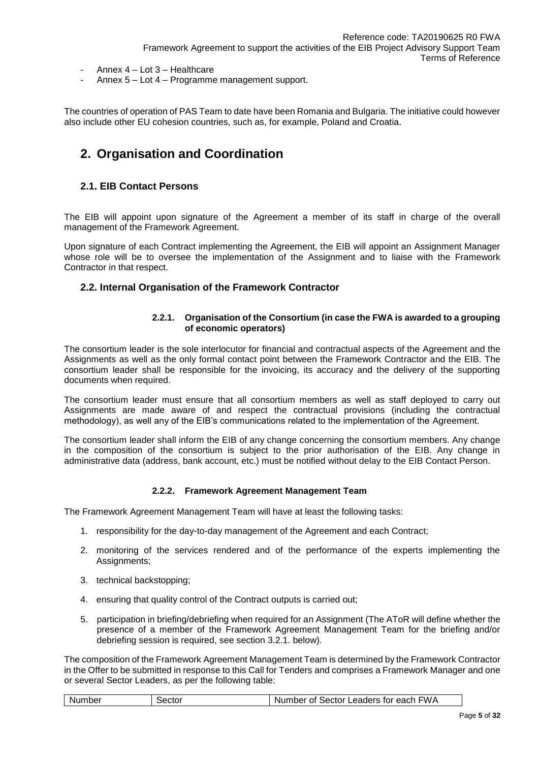- Annex 4 – Lot 3 – Healthcare
- Annex 5 – Lot 4 – Programme management support.

The countries of operation of PAS Team to date have been Romania and Bulgaria. The initiative could however also include other EU cohesion countries, such as, for example, Poland and Croatia.

# 2. Organisation and Coordination

## 2.1. EIB Contact Persons

The EIB will appoint upon signature of the Agreement a member of its staff in charge of the overall management of the Framework Agreement.

Upon signature of each Contract implementing the Agreement, the EIB will appoint an Assignment Manager whose role will be to oversee the implementation of the Assignment and to liaise with the Framework Contractor in that respect.

## 2.2. Internal Organisation of the Framework Contractor

### 2.2.1. Organisation of the Consortium (in case the FWA is awarded to a grouping of economic operators)

The consortium leader is the sole interlocutor for financial and contractual aspects of the Agreement and the Assignments as well as the only formal contact point between the Framework Contractor and the EIB. The consortium leader shall be responsible for the invoicing, its accuracy and the delivery of the supporting documents when required.

The consortium leader must ensure that all consortium members as well as staff deployed to carry out Assignments are made aware of and respect the contractual provisions (including the contractual methodology), as well any of the EIB's communications related to the implementation of the Agreement.

The consortium leader shall inform the EIB of any change concerning the consortium members. Any change in the composition of the consortium is subject to the prior authorisation of the EIB. Any change in administrative data (address, bank account, etc.) must be notified without delay to the EIB Contact Person.

### 2.2.2. Framework Agreement Management Team

The Framework Agreement Management Team will have at least the following tasks:

1. responsibility for the day-to-day management of the Agreement and each Contract;
2. monitoring of the services rendered and of the performance of the experts implementing the Assignments;
3. technical backstopping;
4. ensuring that quality control of the Contract outputs is carried out;
5. participation in briefing/debriefing when required for an Assignment (The AToR will define whether the presence of a member of the Framework Agreement Management Team for the briefing and/or debriefing session is required, see section 3.2.1. below).

The composition of the Framework Agreement Management Team is determined by the Framework Contractor in the Offer to be submitted in response to this Call for Tenders and comprises a Framework Manager and one or several Sector Leaders, as per the following table:

| Number | Sector | Number of Sector Leaders for each FWA |
|---|---|---|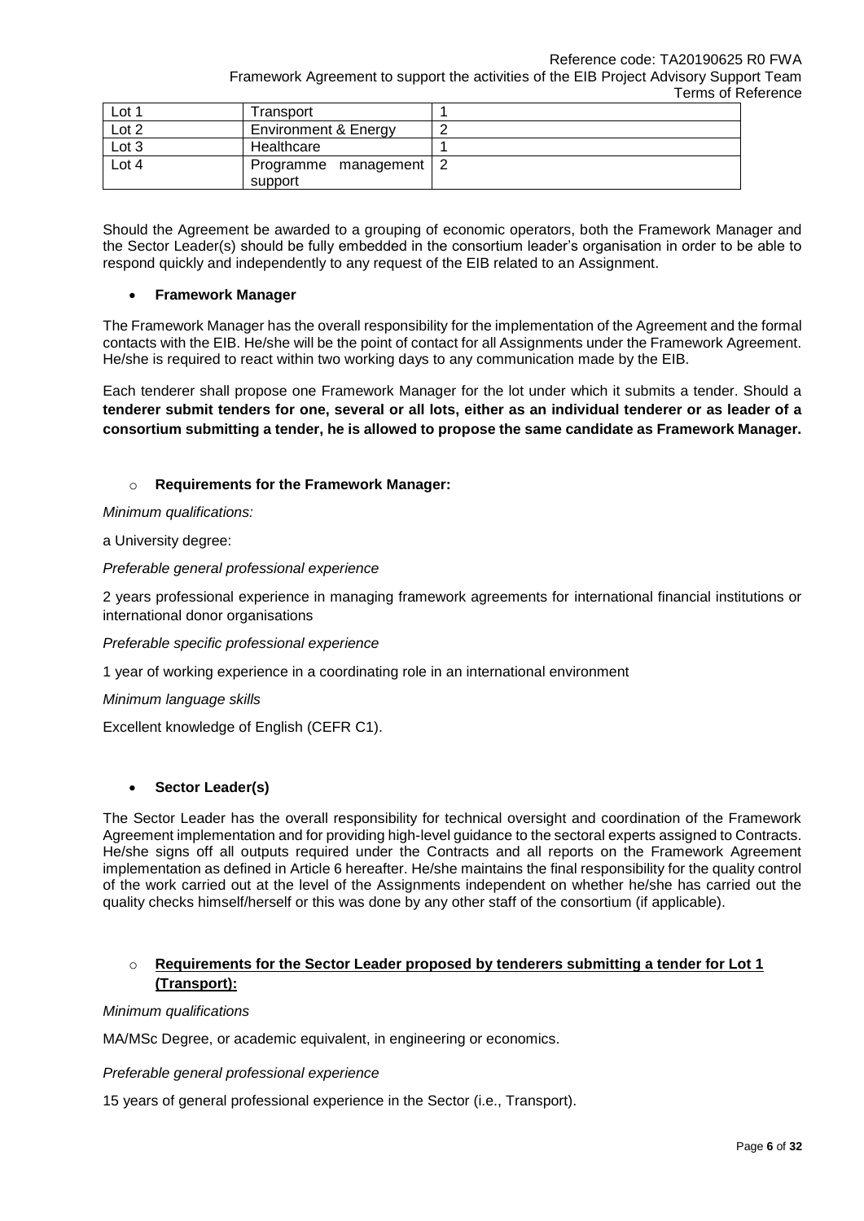| Lot 1 | Transport | 1 |
|---|---|---|
| Lot 2 | Environment & Energy | 2 |
| Lot 3 | Healthcare | 1 |
| Lot 4 | Programme management support | 2 |

Should the Agreement be awarded to a grouping of economic operators, both the Framework Manager and the Sector Leader(s) should be fully embedded in the consortium leader's organisation in order to be able to respond quickly and independently to any request of the EIB related to an Assignment.

- **Framework Manager**

The Framework Manager has the overall responsibility for the implementation of the Agreement and the formal contacts with the EIB. He/she will be the point of contact for all Assignments under the Framework Agreement. He/she is required to react within two working days to any communication made by the EIB.

Each tenderer shall propose one Framework Manager for the lot under which it submits a tender. Should a **tenderer submit tenders for one, several or all lots, either as an individual tenderer or as leader of a consortium submitting a tender, he is allowed to propose the same candidate as Framework Manager.**

- **Requirements for the Framework Manager:**

*Minimum qualifications:*

a University degree:

*Preferable general professional experience*

2 years professional experience in managing framework agreements for international financial institutions or international donor organisations

*Preferable specific professional experience*

1 year of working experience in a coordinating role in an international environment

*Minimum language skills*

Excellent knowledge of English (CEFR C1).

- **Sector Leader(s)**

The Sector Leader has the overall responsibility for technical oversight and coordination of the Framework Agreement implementation and for providing high-level guidance to the sectoral experts assigned to Contracts. He/she signs off all outputs required under the Contracts and all reports on the Framework Agreement implementation as defined in Article 6 hereafter. He/she maintains the final responsibility for the quality control of the work carried out at the level of the Assignments independent on whether he/she has carried out the quality checks himself/herself or this was done by any other staff of the consortium (if applicable).

- **Requirements for the Sector Leader proposed by tenderers submitting a tender for Lot 1 (Transport):**

*Minimum qualifications*

MA/MSc Degree, or academic equivalent, in engineering or economics.

*Preferable general professional experience*

15 years of general professional experience in the Sector (i.e., Transport).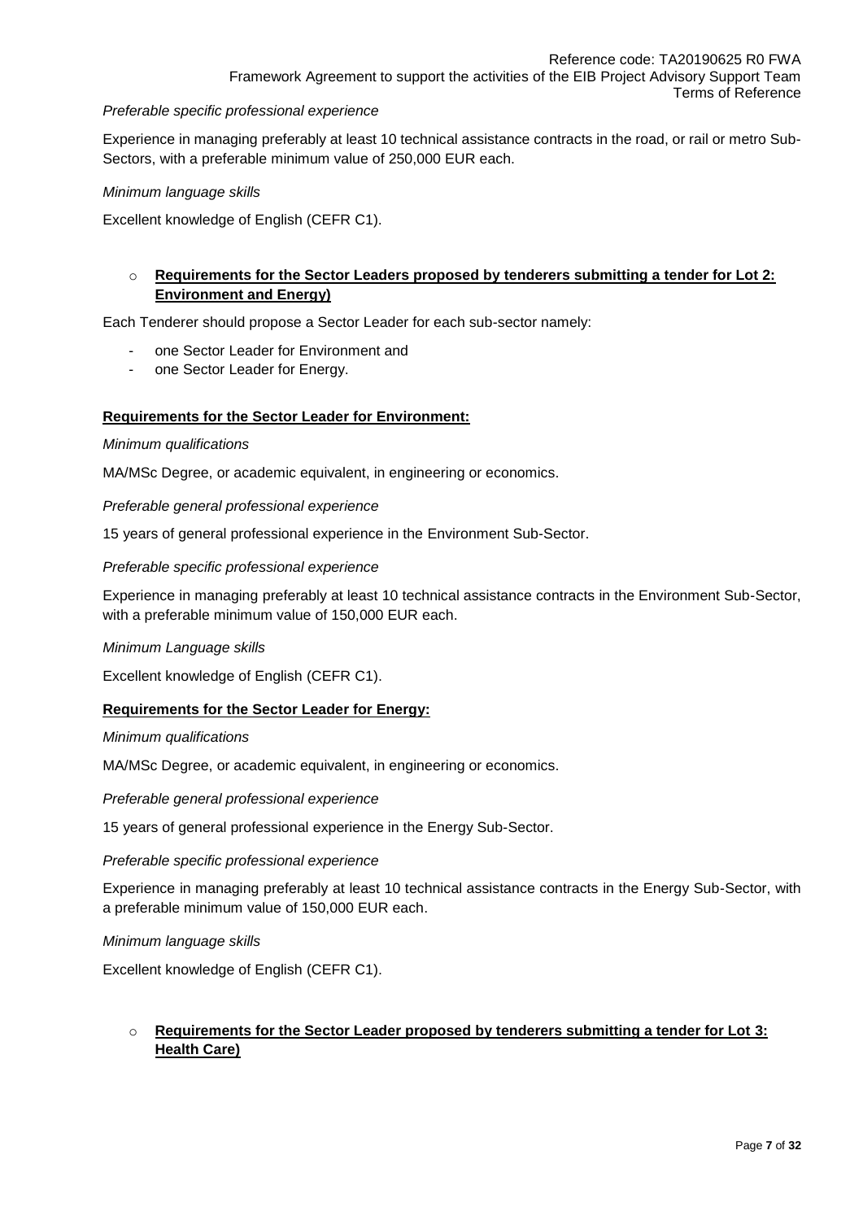*Preferable specific professional experience*

Experience in managing preferably at least 10 technical assistance contracts in the road, or rail or metro Sub-Sectors, with a preferable minimum value of 250,000 EUR each.

*Minimum language skills*

Excellent knowledge of English (CEFR C1).

- **Requirements for the Sector Leaders proposed by tenderers submitting a tender for Lot 2: Environment and Energy)**

Each Tenderer should propose a Sector Leader for each sub-sector namely:

- one Sector Leader for Environment and
- one Sector Leader for Energy.

**Requirements for the Sector Leader for Environment:**

*Minimum qualifications*

MA/MSc Degree, or academic equivalent, in engineering or economics.

*Preferable general professional experience*

15 years of general professional experience in the Environment Sub-Sector.

*Preferable specific professional experience*

Experience in managing preferably at least 10 technical assistance contracts in the Environment Sub-Sector, with a preferable minimum value of 150,000 EUR each.

*Minimum Language skills*

Excellent knowledge of English (CEFR C1).

**Requirements for the Sector Leader for Energy:**

*Minimum qualifications*

MA/MSc Degree, or academic equivalent, in engineering or economics.

*Preferable general professional experience*

15 years of general professional experience in the Energy Sub-Sector.

*Preferable specific professional experience*

Experience in managing preferably at least 10 technical assistance contracts in the Energy Sub-Sector, with a preferable minimum value of 150,000 EUR each.

*Minimum language skills*

Excellent knowledge of English (CEFR C1).

- **Requirements for the Sector Leader proposed by tenderers submitting a tender for Lot 3: Health Care)**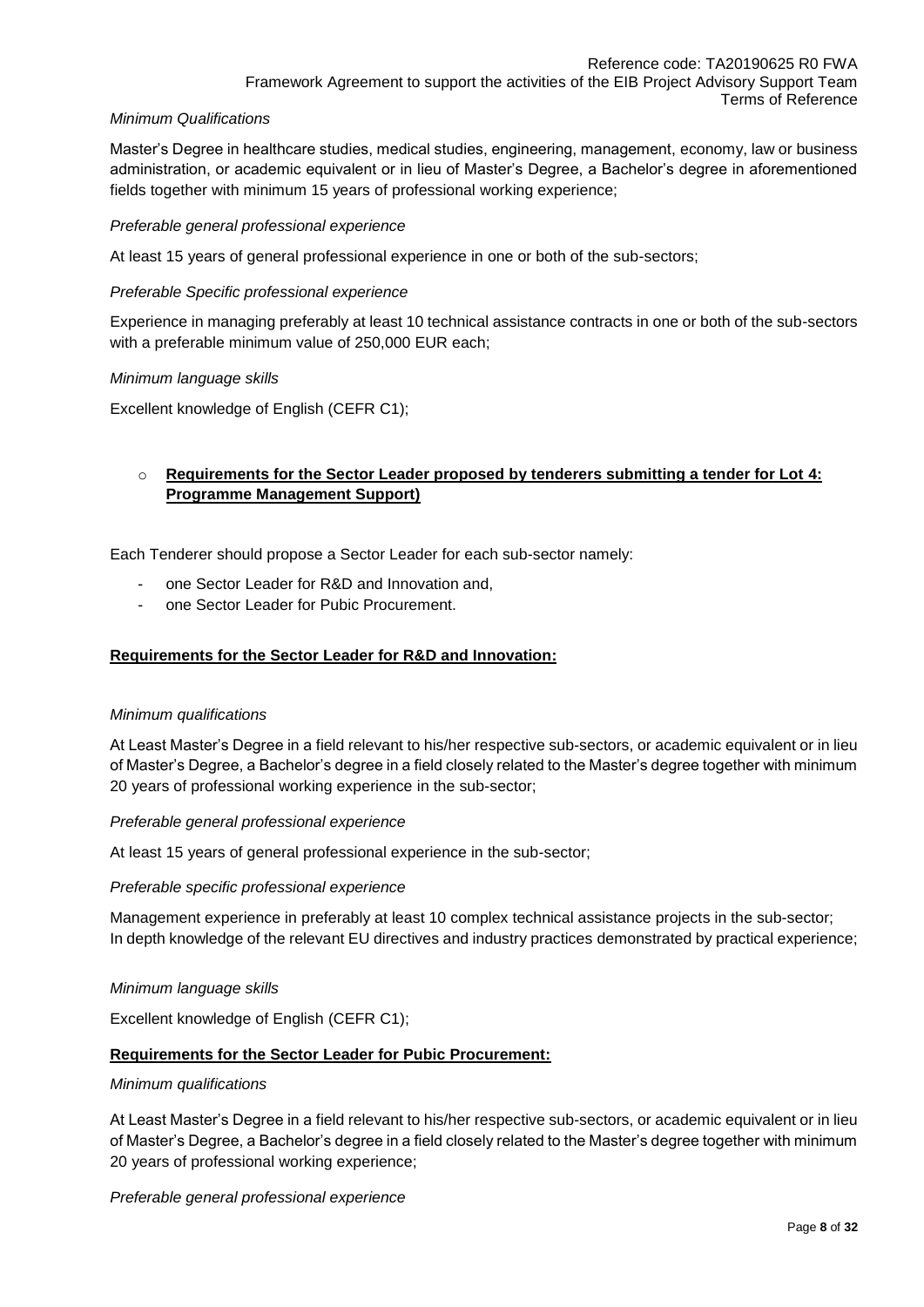*Minimum Qualifications*

Master's Degree in healthcare studies, medical studies, engineering, management, economy, law or business administration, or academic equivalent or in lieu of Master's Degree, a Bachelor's degree in aforementioned fields together with minimum 15 years of professional working experience;

*Preferable general professional experience*

At least 15 years of general professional experience in one or both of the sub-sectors;

*Preferable Specific professional experience*

Experience in managing preferably at least 10 technical assistance contracts in one or both of the sub-sectors with a preferable minimum value of 250,000 EUR each;

*Minimum language skills*

Excellent knowledge of English (CEFR C1);

- **<u>Requirements for the Sector Leader proposed by tenderers submitting a tender for Lot 4: Programme Management Support)</u>**

Each Tenderer should propose a Sector Leader for each sub-sector namely:

- one Sector Leader for R&D and Innovation and,
- one Sector Leader for Pubic Procurement.

**<u>Requirements for the Sector Leader for R&D and Innovation:</u>**

*Minimum qualifications*

At Least Master's Degree in a field relevant to his/her respective sub-sectors, or academic equivalent or in lieu of Master's Degree, a Bachelor's degree in a field closely related to the Master's degree together with minimum 20 years of professional working experience in the sub-sector;

*Preferable general professional experience*

At least 15 years of general professional experience in the sub-sector;

*Preferable specific professional experience*

Management experience in preferably at least 10 complex technical assistance projects in the sub-sector;
In depth knowledge of the relevant EU directives and industry practices demonstrated by practical experience;

*Minimum language skills*

Excellent knowledge of English (CEFR C1);

**<u>Requirements for the Sector Leader for Pubic Procurement:</u>**

*Minimum qualifications*

At Least Master's Degree in a field relevant to his/her respective sub-sectors, or academic equivalent or in lieu of Master's Degree, a Bachelor's degree in a field closely related to the Master's degree together with minimum 20 years of professional working experience;

*Preferable general professional experience*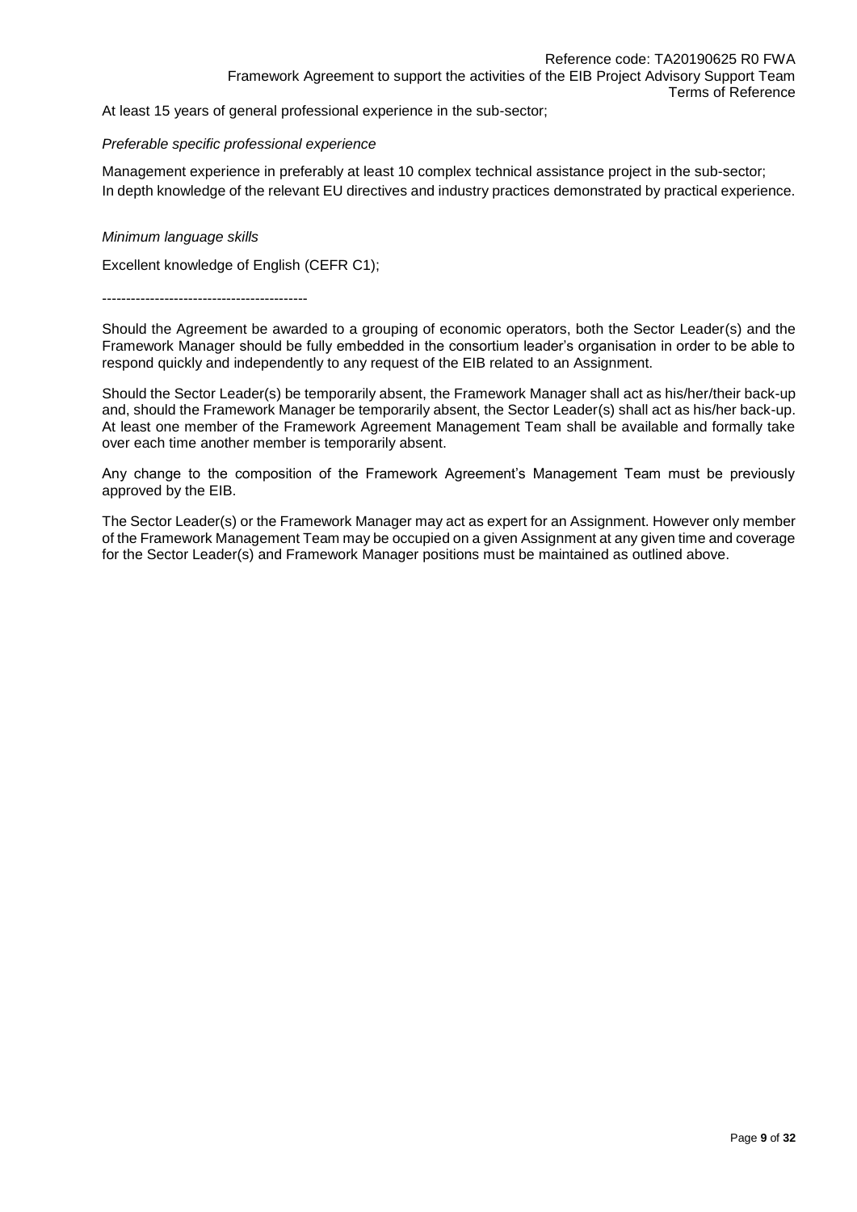At least 15 years of general professional experience in the sub-sector;

*Preferable specific professional experience*

Management experience in preferably at least 10 complex technical assistance project in the sub-sector;
In depth knowledge of the relevant EU directives and industry practices demonstrated by practical experience.

*Minimum language skills*

Excellent knowledge of English (CEFR C1);

-------------------------------------------

Should the Agreement be awarded to a grouping of economic operators, both the Sector Leader(s) and the Framework Manager should be fully embedded in the consortium leader's organisation in order to be able to respond quickly and independently to any request of the EIB related to an Assignment.

Should the Sector Leader(s) be temporarily absent, the Framework Manager shall act as his/her/their back-up and, should the Framework Manager be temporarily absent, the Sector Leader(s) shall act as his/her back-up. At least one member of the Framework Agreement Management Team shall be available and formally take over each time another member is temporarily absent.

Any change to the composition of the Framework Agreement's Management Team must be previously approved by the EIB.

The Sector Leader(s) or the Framework Manager may act as expert for an Assignment. However only member of the Framework Management Team may be occupied on a given Assignment at any given time and coverage for the Sector Leader(s) and Framework Manager positions must be maintained as outlined above.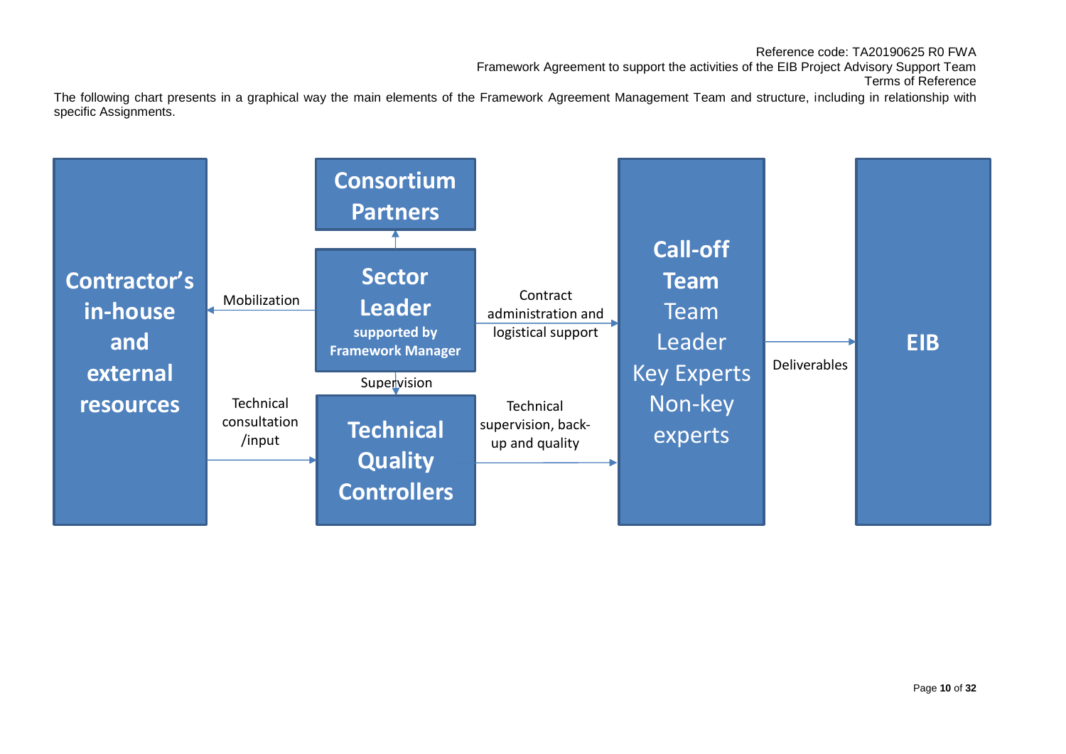The following chart presents in a graphical way the main elements of the Framework Agreement Management Team and structure, including in relationship with specific Assignments.

**Contractor's in-house and external resources**

**Consortium Partners**

**Sector Leader** **supported by Framework Manager**

**Technical Quality Controllers**

**Call-off Team** Team Leader Key Experts Non-key experts

**EIB**

- Sector Leader → Consortium Partners
- Sector Leader → Contractor's in-house and external resources: Mobilization
- Sector Leader → Call-off Team: Contract administration and logistical support
- Sector Leader → Technical Quality Controllers: Supervision
- Contractor's in-house and external resources → Technical Quality Controllers: Technical consultation /input
- Technical Quality Controllers → Call-off Team: Technical supervision, back-up and quality
- Call-off Team → EIB: Deliverables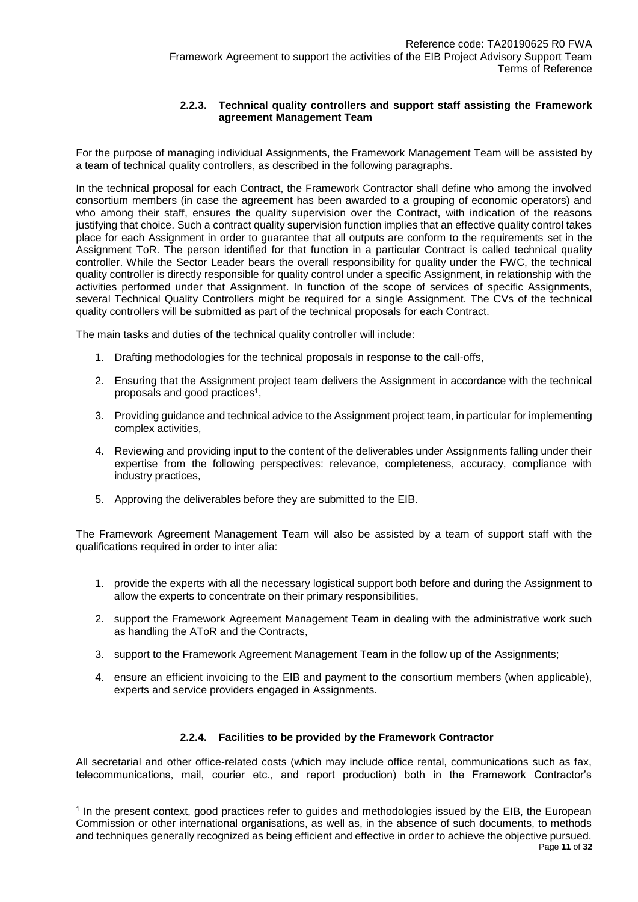#### 2.2.3. Technical quality controllers and support staff assisting the Framework agreement Management Team

For the purpose of managing individual Assignments, the Framework Management Team will be assisted by a team of technical quality controllers, as described in the following paragraphs.

In the technical proposal for each Contract, the Framework Contractor shall define who among the involved consortium members (in case the agreement has been awarded to a grouping of economic operators) and who among their staff, ensures the quality supervision over the Contract, with indication of the reasons justifying that choice. Such a contract quality supervision function implies that an effective quality control takes place for each Assignment in order to guarantee that all outputs are conform to the requirements set in the Assignment ToR. The person identified for that function in a particular Contract is called technical quality controller. While the Sector Leader bears the overall responsibility for quality under the FWC, the technical quality controller is directly responsible for quality control under a specific Assignment, in relationship with the activities performed under that Assignment. In function of the scope of services of specific Assignments, several Technical Quality Controllers might be required for a single Assignment. The CVs of the technical quality controllers will be submitted as part of the technical proposals for each Contract.

The main tasks and duties of the technical quality controller will include:

1. Drafting methodologies for the technical proposals in response to the call-offs,
2. Ensuring that the Assignment project team delivers the Assignment in accordance with the technical proposals and good practices[1],
3. Providing guidance and technical advice to the Assignment project team, in particular for implementing complex activities,
4. Reviewing and providing input to the content of the deliverables under Assignments falling under their expertise from the following perspectives: relevance, completeness, accuracy, compliance with industry practices,
5. Approving the deliverables before they are submitted to the EIB.

The Framework Agreement Management Team will also be assisted by a team of support staff with the qualifications required in order to inter alia:

1. provide the experts with all the necessary logistical support both before and during the Assignment to allow the experts to concentrate on their primary responsibilities,
2. support the Framework Agreement Management Team in dealing with the administrative work such as handling the AToR and the Contracts,
3. support to the Framework Agreement Management Team in the follow up of the Assignments;
4. ensure an efficient invoicing to the EIB and payment to the consortium members (when applicable), experts and service providers engaged in Assignments.

#### 2.2.4. Facilities to be provided by the Framework Contractor

All secretarial and other office-related costs (which may include office rental, communications such as fax, telecommunications, mail, courier etc., and report production) both in the Framework Contractor's

[1] In the present context, good practices refer to guides and methodologies issued by the EIB, the European Commission or other international organisations, as well as, in the absence of such documents, to methods and techniques generally recognized as being efficient and effective in order to achieve the objective pursued.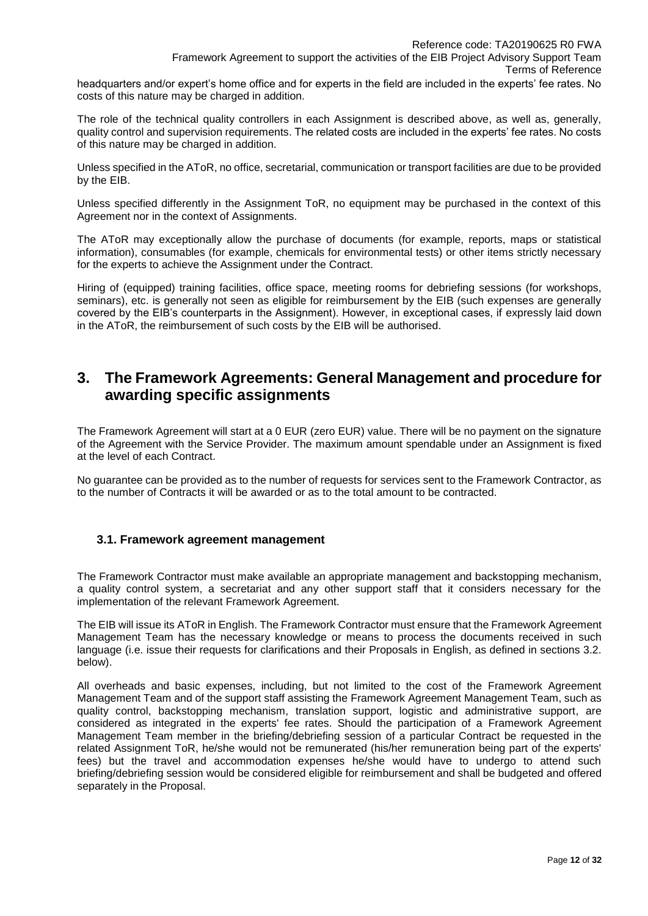headquarters and/or expert's home office and for experts in the field are included in the experts' fee rates. No costs of this nature may be charged in addition.

The role of the technical quality controllers in each Assignment is described above, as well as, generally, quality control and supervision requirements. The related costs are included in the experts' fee rates. No costs of this nature may be charged in addition.

Unless specified in the AToR, no office, secretarial, communication or transport facilities are due to be provided by the EIB.

Unless specified differently in the Assignment ToR, no equipment may be purchased in the context of this Agreement nor in the context of Assignments.

The AToR may exceptionally allow the purchase of documents (for example, reports, maps or statistical information), consumables (for example, chemicals for environmental tests) or other items strictly necessary for the experts to achieve the Assignment under the Contract.

Hiring of (equipped) training facilities, office space, meeting rooms for debriefing sessions (for workshops, seminars), etc. is generally not seen as eligible for reimbursement by the EIB (such expenses are generally covered by the EIB's counterparts in the Assignment). However, in exceptional cases, if expressly laid down in the AToR, the reimbursement of such costs by the EIB will be authorised.

# 3. The Framework Agreements: General Management and procedure for awarding specific assignments

The Framework Agreement will start at a 0 EUR (zero EUR) value. There will be no payment on the signature of the Agreement with the Service Provider. The maximum amount spendable under an Assignment is fixed at the level of each Contract.

No guarantee can be provided as to the number of requests for services sent to the Framework Contractor, as to the number of Contracts it will be awarded or as to the total amount to be contracted.

## 3.1. Framework agreement management

The Framework Contractor must make available an appropriate management and backstopping mechanism, a quality control system, a secretariat and any other support staff that it considers necessary for the implementation of the relevant Framework Agreement.

The EIB will issue its AToR in English. The Framework Contractor must ensure that the Framework Agreement Management Team has the necessary knowledge or means to process the documents received in such language (i.e. issue their requests for clarifications and their Proposals in English, as defined in sections 3.2. below).

All overheads and basic expenses, including, but not limited to the cost of the Framework Agreement Management Team and of the support staff assisting the Framework Agreement Management Team, such as quality control, backstopping mechanism, translation support, logistic and administrative support, are considered as integrated in the experts' fee rates. Should the participation of a Framework Agreement Management Team member in the briefing/debriefing session of a particular Contract be requested in the related Assignment ToR, he/she would not be remunerated (his/her remuneration being part of the experts' fees) but the travel and accommodation expenses he/she would have to undergo to attend such briefing/debriefing session would be considered eligible for reimbursement and shall be budgeted and offered separately in the Proposal.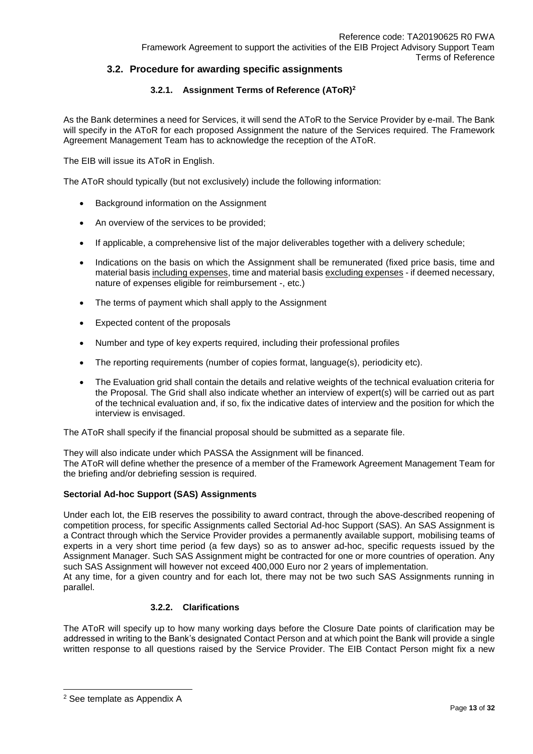## 3.2. Procedure for awarding specific assignments

### 3.2.1. Assignment Terms of Reference (AToR)[2]

As the Bank determines a need for Services, it will send the AToR to the Service Provider by e-mail. The Bank will specify in the AToR for each proposed Assignment the nature of the Services required. The Framework Agreement Management Team has to acknowledge the reception of the AToR.

The EIB will issue its AToR in English.

The AToR should typically (but not exclusively) include the following information:

- Background information on the Assignment
- An overview of the services to be provided;
- If applicable, a comprehensive list of the major deliverables together with a delivery schedule;
- Indications on the basis on which the Assignment shall be remunerated (fixed price basis, time and material basis including expenses, time and material basis excluding expenses - if deemed necessary, nature of expenses eligible for reimbursement -, etc.)
- The terms of payment which shall apply to the Assignment
- Expected content of the proposals
- Number and type of key experts required, including their professional profiles
- The reporting requirements (number of copies format, language(s), periodicity etc).
- The Evaluation grid shall contain the details and relative weights of the technical evaluation criteria for the Proposal. The Grid shall also indicate whether an interview of expert(s) will be carried out as part of the technical evaluation and, if so, fix the indicative dates of interview and the position for which the interview is envisaged.

The AToR shall specify if the financial proposal should be submitted as a separate file.

They will also indicate under which PASSA the Assignment will be financed.
The AToR will define whether the presence of a member of the Framework Agreement Management Team for the briefing and/or debriefing session is required.

**Sectorial Ad-hoc Support (SAS) Assignments**

Under each lot, the EIB reserves the possibility to award contract, through the above-described reopening of competition process, for specific Assignments called Sectorial Ad-hoc Support (SAS). An SAS Assignment is a Contract through which the Service Provider provides a permanently available support, mobilising teams of experts in a very short time period (a few days) so as to answer ad-hoc, specific requests issued by the Assignment Manager. Such SAS Assignment might be contracted for one or more countries of operation. Any such SAS Assignment will however not exceed 400,000 Euro nor 2 years of implementation.
At any time, for a given country and for each lot, there may not be two such SAS Assignments running in parallel.

### 3.2.2. Clarifications

The AToR will specify up to how many working days before the Closure Date points of clarification may be addressed in writing to the Bank's designated Contact Person and at which point the Bank will provide a single written response to all questions raised by the Service Provider. The EIB Contact Person might fix a new

---

[2] See template as Appendix A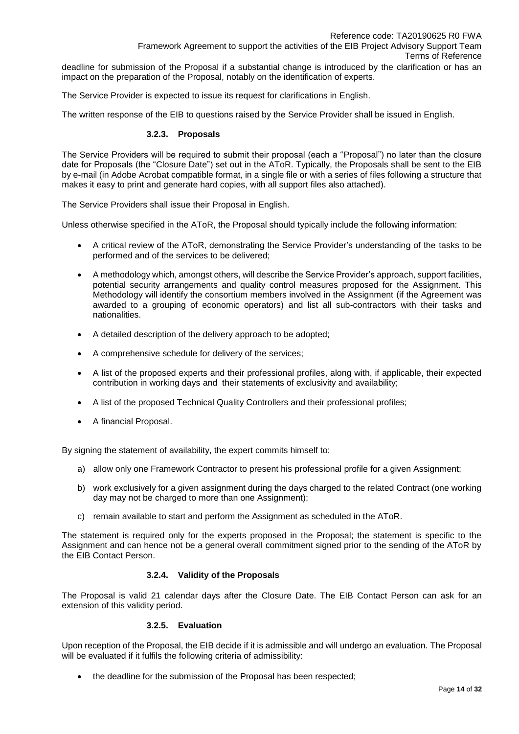deadline for submission of the Proposal if a substantial change is introduced by the clarification or has an impact on the preparation of the Proposal, notably on the identification of experts.

The Service Provider is expected to issue its request for clarifications in English.

The written response of the EIB to questions raised by the Service Provider shall be issued in English.

### 3.2.3. Proposals

The Service Providers will be required to submit their proposal (each a "Proposal") no later than the closure date for Proposals (the "Closure Date") set out in the AToR. Typically, the Proposals shall be sent to the EIB by e-mail (in Adobe Acrobat compatible format, in a single file or with a series of files following a structure that makes it easy to print and generate hard copies, with all support files also attached).

The Service Providers shall issue their Proposal in English.

Unless otherwise specified in the AToR, the Proposal should typically include the following information:

- A critical review of the AToR, demonstrating the Service Provider's understanding of the tasks to be performed and of the services to be delivered;
- A methodology which, amongst others, will describe the Service Provider's approach, support facilities, potential security arrangements and quality control measures proposed for the Assignment. This Methodology will identify the consortium members involved in the Assignment (if the Agreement was awarded to a grouping of economic operators) and list all sub-contractors with their tasks and nationalities.
- A detailed description of the delivery approach to be adopted;
- A comprehensive schedule for delivery of the services;
- A list of the proposed experts and their professional profiles, along with, if applicable, their expected contribution in working days and their statements of exclusivity and availability;
- A list of the proposed Technical Quality Controllers and their professional profiles;
- A financial Proposal.

By signing the statement of availability, the expert commits himself to:

a) allow only one Framework Contractor to present his professional profile for a given Assignment;

b) work exclusively for a given assignment during the days charged to the related Contract (one working day may not be charged to more than one Assignment);

c) remain available to start and perform the Assignment as scheduled in the AToR.

The statement is required only for the experts proposed in the Proposal; the statement is specific to the Assignment and can hence not be a general overall commitment signed prior to the sending of the AToR by the EIB Contact Person.

### 3.2.4. Validity of the Proposals

The Proposal is valid 21 calendar days after the Closure Date. The EIB Contact Person can ask for an extension of this validity period.

### 3.2.5. Evaluation

Upon reception of the Proposal, the EIB decide if it is admissible and will undergo an evaluation. The Proposal will be evaluated if it fulfils the following criteria of admissibility:

- the deadline for the submission of the Proposal has been respected;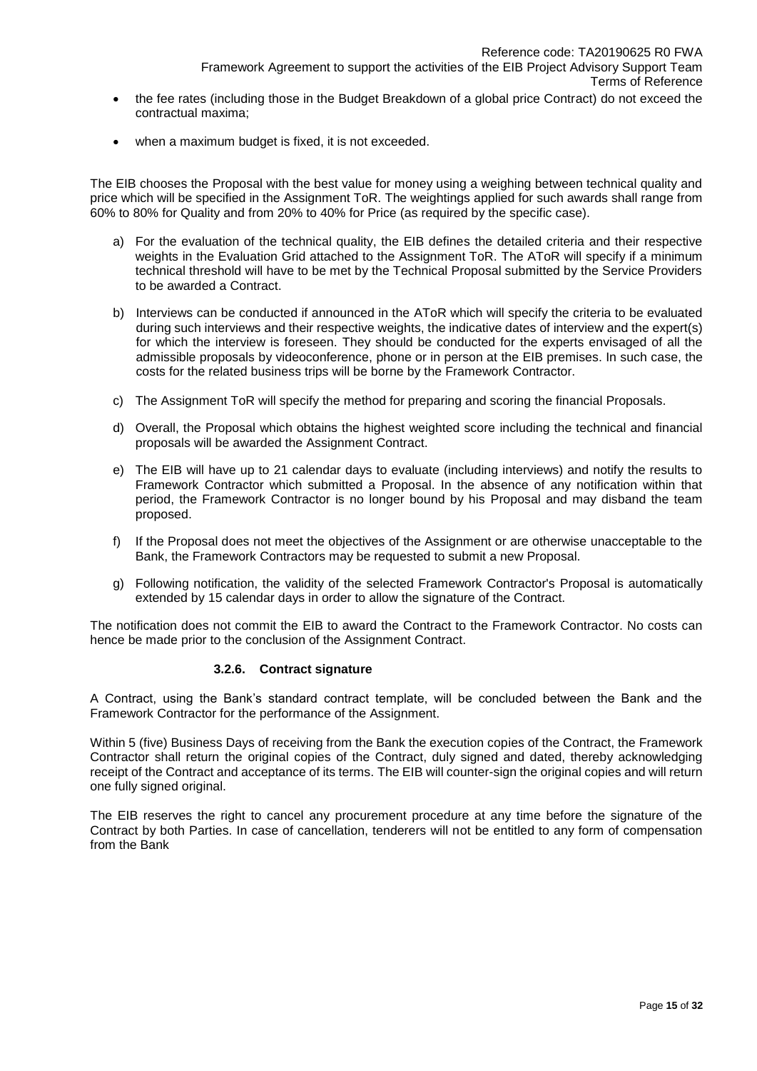- the fee rates (including those in the Budget Breakdown of a global price Contract) do not exceed the contractual maxima;
- when a maximum budget is fixed, it is not exceeded.

The EIB chooses the Proposal with the best value for money using a weighing between technical quality and price which will be specified in the Assignment ToR. The weightings applied for such awards shall range from 60% to 80% for Quality and from 20% to 40% for Price (as required by the specific case).

a) For the evaluation of the technical quality, the EIB defines the detailed criteria and their respective weights in the Evaluation Grid attached to the Assignment ToR. The AToR will specify if a minimum technical threshold will have to be met by the Technical Proposal submitted by the Service Providers to be awarded a Contract.

b) Interviews can be conducted if announced in the AToR which will specify the criteria to be evaluated during such interviews and their respective weights, the indicative dates of interview and the expert(s) for which the interview is foreseen. They should be conducted for the experts envisaged of all the admissible proposals by videoconference, phone or in person at the EIB premises. In such case, the costs for the related business trips will be borne by the Framework Contractor.

c) The Assignment ToR will specify the method for preparing and scoring the financial Proposals.

d) Overall, the Proposal which obtains the highest weighted score including the technical and financial proposals will be awarded the Assignment Contract.

e) The EIB will have up to 21 calendar days to evaluate (including interviews) and notify the results to Framework Contractor which submitted a Proposal. In the absence of any notification within that period, the Framework Contractor is no longer bound by his Proposal and may disband the team proposed.

f) If the Proposal does not meet the objectives of the Assignment or are otherwise unacceptable to the Bank, the Framework Contractors may be requested to submit a new Proposal.

g) Following notification, the validity of the selected Framework Contractor's Proposal is automatically extended by 15 calendar days in order to allow the signature of the Contract.

The notification does not commit the EIB to award the Contract to the Framework Contractor. No costs can hence be made prior to the conclusion of the Assignment Contract.

#### 3.2.6. Contract signature

A Contract, using the Bank's standard contract template, will be concluded between the Bank and the Framework Contractor for the performance of the Assignment.

Within 5 (five) Business Days of receiving from the Bank the execution copies of the Contract, the Framework Contractor shall return the original copies of the Contract, duly signed and dated, thereby acknowledging receipt of the Contract and acceptance of its terms. The EIB will counter-sign the original copies and will return one fully signed original.

The EIB reserves the right to cancel any procurement procedure at any time before the signature of the Contract by both Parties. In case of cancellation, tenderers will not be entitled to any form of compensation from the Bank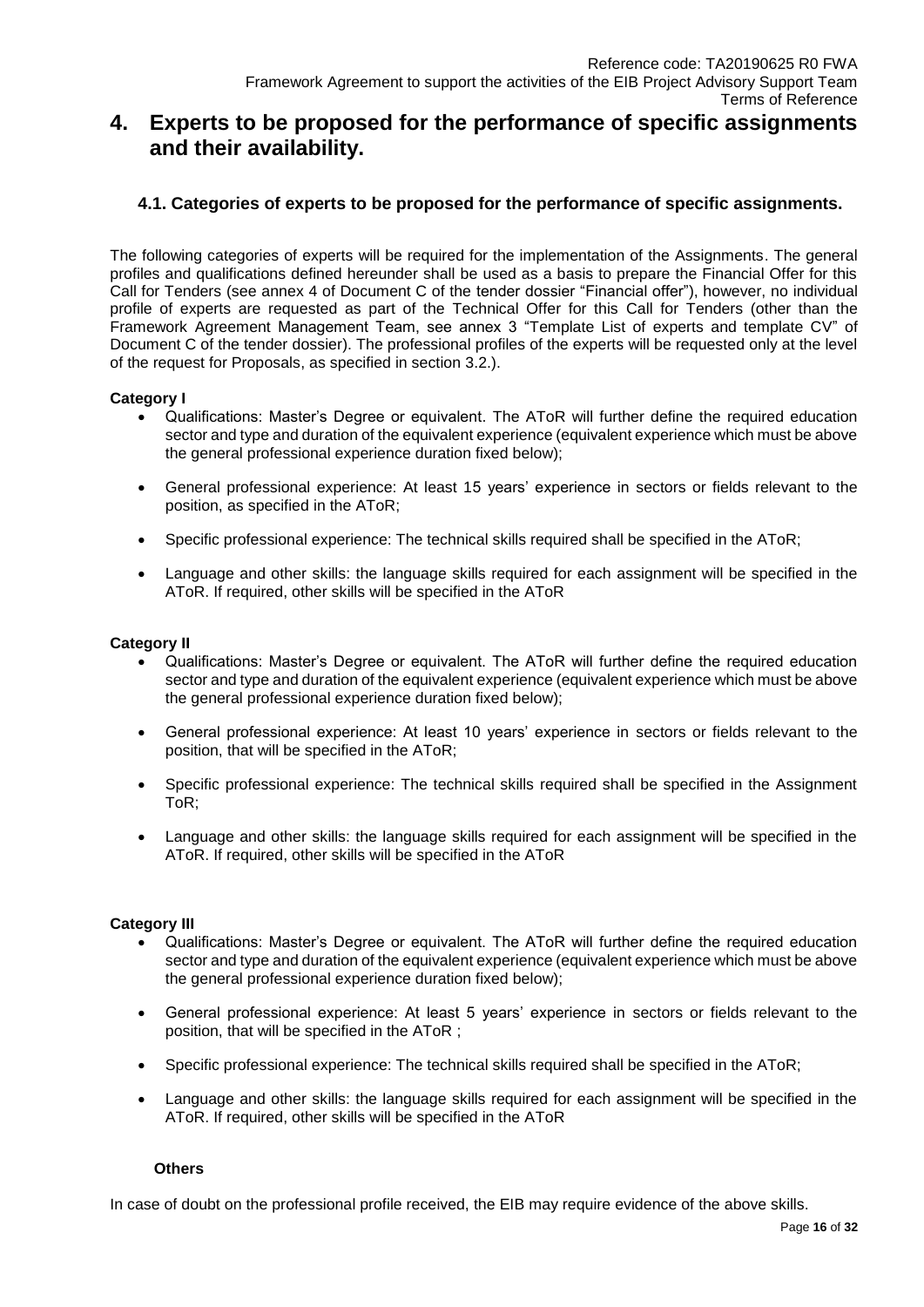# 4. Experts to be proposed for the performance of specific assignments and their availability.

## 4.1. Categories of experts to be proposed for the performance of specific assignments.

The following categories of experts will be required for the implementation of the Assignments. The general profiles and qualifications defined hereunder shall be used as a basis to prepare the Financial Offer for this Call for Tenders (see annex 4 of Document C of the tender dossier "Financial offer"), however, no individual profile of experts are requested as part of the Technical Offer for this Call for Tenders (other than the Framework Agreement Management Team, see annex 3 "Template List of experts and template CV" of Document C of the tender dossier). The professional profiles of the experts will be requested only at the level of the request for Proposals, as specified in section 3.2.).

**Category I**

- Qualifications: Master's Degree or equivalent. The AToR will further define the required education sector and type and duration of the equivalent experience (equivalent experience which must be above the general professional experience duration fixed below);
- General professional experience: At least 15 years' experience in sectors or fields relevant to the position, as specified in the AToR;
- Specific professional experience: The technical skills required shall be specified in the AToR;
- Language and other skills: the language skills required for each assignment will be specified in the AToR. If required, other skills will be specified in the AToR

**Category II**

- Qualifications: Master's Degree or equivalent. The AToR will further define the required education sector and type and duration of the equivalent experience (equivalent experience which must be above the general professional experience duration fixed below);
- General professional experience: At least 10 years' experience in sectors or fields relevant to the position, that will be specified in the AToR;
- Specific professional experience: The technical skills required shall be specified in the Assignment ToR;
- Language and other skills: the language skills required for each assignment will be specified in the AToR. If required, other skills will be specified in the AToR

**Category III**

- Qualifications: Master's Degree or equivalent. The AToR will further define the required education sector and type and duration of the equivalent experience (equivalent experience which must be above the general professional experience duration fixed below);
- General professional experience: At least 5 years' experience in sectors or fields relevant to the position, that will be specified in the AToR ;
- Specific professional experience: The technical skills required shall be specified in the AToR;
- Language and other skills: the language skills required for each assignment will be specified in the AToR. If required, other skills will be specified in the AToR

**Others**

In case of doubt on the professional profile received, the EIB may require evidence of the above skills.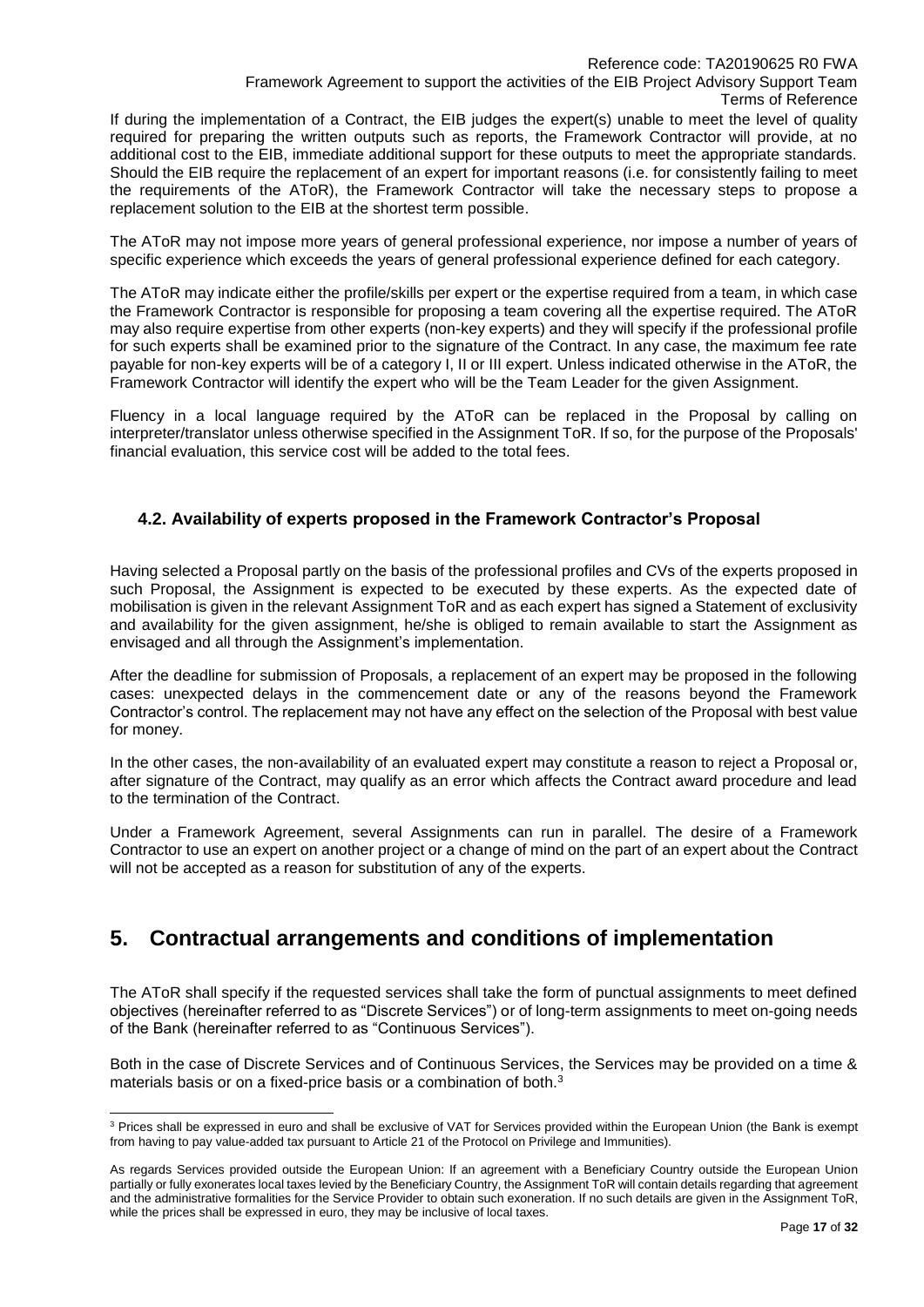If during the implementation of a Contract, the EIB judges the expert(s) unable to meet the level of quality required for preparing the written outputs such as reports, the Framework Contractor will provide, at no additional cost to the EIB, immediate additional support for these outputs to meet the appropriate standards. Should the EIB require the replacement of an expert for important reasons (i.e. for consistently failing to meet the requirements of the AToR), the Framework Contractor will take the necessary steps to propose a replacement solution to the EIB at the shortest term possible.

The AToR may not impose more years of general professional experience, nor impose a number of years of specific experience which exceeds the years of general professional experience defined for each category.

The AToR may indicate either the profile/skills per expert or the expertise required from a team, in which case the Framework Contractor is responsible for proposing a team covering all the expertise required. The AToR may also require expertise from other experts (non-key experts) and they will specify if the professional profile for such experts shall be examined prior to the signature of the Contract. In any case, the maximum fee rate payable for non-key experts will be of a category I, II or III expert. Unless indicated otherwise in the AToR, the Framework Contractor will identify the expert who will be the Team Leader for the given Assignment.

Fluency in a local language required by the AToR can be replaced in the Proposal by calling on interpreter/translator unless otherwise specified in the Assignment ToR. If so, for the purpose of the Proposals' financial evaluation, this service cost will be added to the total fees.

### 4.2. Availability of experts proposed in the Framework Contractor's Proposal

Having selected a Proposal partly on the basis of the professional profiles and CVs of the experts proposed in such Proposal, the Assignment is expected to be executed by these experts. As the expected date of mobilisation is given in the relevant Assignment ToR and as each expert has signed a Statement of exclusivity and availability for the given assignment, he/she is obliged to remain available to start the Assignment as envisaged and all through the Assignment's implementation.

After the deadline for submission of Proposals, a replacement of an expert may be proposed in the following cases: unexpected delays in the commencement date or any of the reasons beyond the Framework Contractor's control. The replacement may not have any effect on the selection of the Proposal with best value for money.

In the other cases, the non-availability of an evaluated expert may constitute a reason to reject a Proposal or, after signature of the Contract, may qualify as an error which affects the Contract award procedure and lead to the termination of the Contract.

Under a Framework Agreement, several Assignments can run in parallel. The desire of a Framework Contractor to use an expert on another project or a change of mind on the part of an expert about the Contract will not be accepted as a reason for substitution of any of the experts.

## 5. Contractual arrangements and conditions of implementation

The AToR shall specify if the requested services shall take the form of punctual assignments to meet defined objectives (hereinafter referred to as "Discrete Services") or of long-term assignments to meet on-going needs of the Bank (hereinafter referred to as "Continuous Services").

Both in the case of Discrete Services and of Continuous Services, the Services may be provided on a time & materials basis or on a fixed-price basis or a combination of both.[3]

[3] Prices shall be expressed in euro and shall be exclusive of VAT for Services provided within the European Union (the Bank is exempt from having to pay value-added tax pursuant to Article 21 of the Protocol on Privilege and Immunities).

As regards Services provided outside the European Union: If an agreement with a Beneficiary Country outside the European Union partially or fully exonerates local taxes levied by the Beneficiary Country, the Assignment ToR will contain details regarding that agreement and the administrative formalities for the Service Provider to obtain such exoneration. If no such details are given in the Assignment ToR, while the prices shall be expressed in euro, they may be inclusive of local taxes.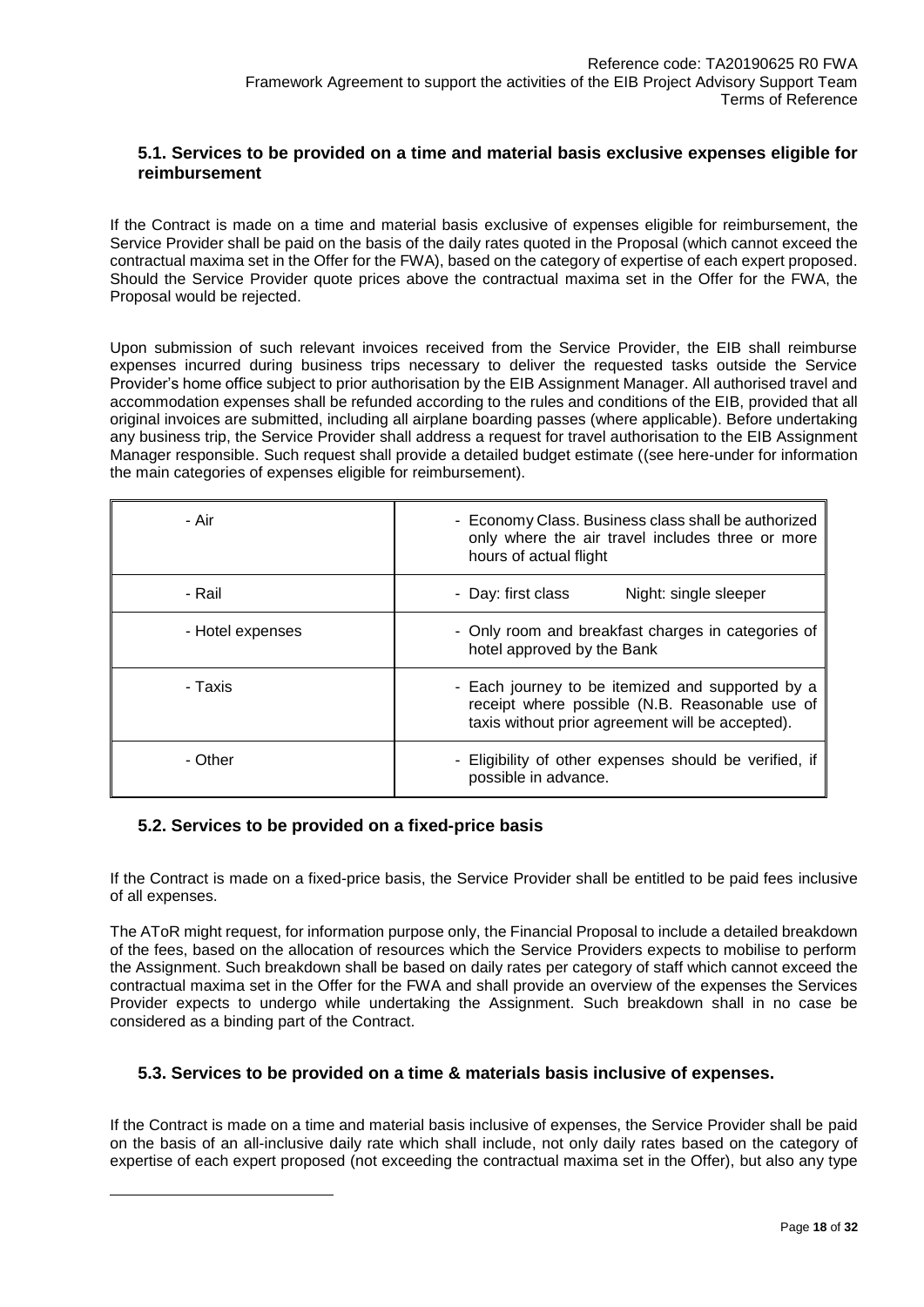### 5.1. Services to be provided on a time and material basis exclusive expenses eligible for reimbursement

If the Contract is made on a time and material basis exclusive of expenses eligible for reimbursement, the Service Provider shall be paid on the basis of the daily rates quoted in the Proposal (which cannot exceed the contractual maxima set in the Offer for the FWA), based on the category of expertise of each expert proposed. Should the Service Provider quote prices above the contractual maxima set in the Offer for the FWA, the Proposal would be rejected.

Upon submission of such relevant invoices received from the Service Provider, the EIB shall reimburse expenses incurred during business trips necessary to deliver the requested tasks outside the Service Provider's home office subject to prior authorisation by the EIB Assignment Manager. All authorised travel and accommodation expenses shall be refunded according to the rules and conditions of the EIB, provided that all original invoices are submitted, including all airplane boarding passes (where applicable). Before undertaking any business trip, the Service Provider shall address a request for travel authorisation to the EIB Assignment Manager responsible. Such request shall provide a detailed budget estimate ((see here-under for information the main categories of expenses eligible for reimbursement).

| | |
|---|---|
| - Air | - Economy Class. Business class shall be authorized only where the air travel includes three or more hours of actual flight |
| - Rail | - Day: first class Night: single sleeper |
| - Hotel expenses | - Only room and breakfast charges in categories of hotel approved by the Bank |
| - Taxis | - Each journey to be itemized and supported by a receipt where possible (N.B. Reasonable use of taxis without prior agreement will be accepted). |
| - Other | - Eligibility of other expenses should be verified, if possible in advance. |

### 5.2. Services to be provided on a fixed-price basis

If the Contract is made on a fixed-price basis, the Service Provider shall be entitled to be paid fees inclusive of all expenses.

The AToR might request, for information purpose only, the Financial Proposal to include a detailed breakdown of the fees, based on the allocation of resources which the Service Providers expects to mobilise to perform the Assignment. Such breakdown shall be based on daily rates per category of staff which cannot exceed the contractual maxima set in the Offer for the FWA and shall provide an overview of the expenses the Services Provider expects to undergo while undertaking the Assignment. Such breakdown shall in no case be considered as a binding part of the Contract.

### 5.3. Services to be provided on a time & materials basis inclusive of expenses.

If the Contract is made on a time and material basis inclusive of expenses, the Service Provider shall be paid on the basis of an all-inclusive daily rate which shall include, not only daily rates based on the category of expertise of each expert proposed (not exceeding the contractual maxima set in the Offer), but also any type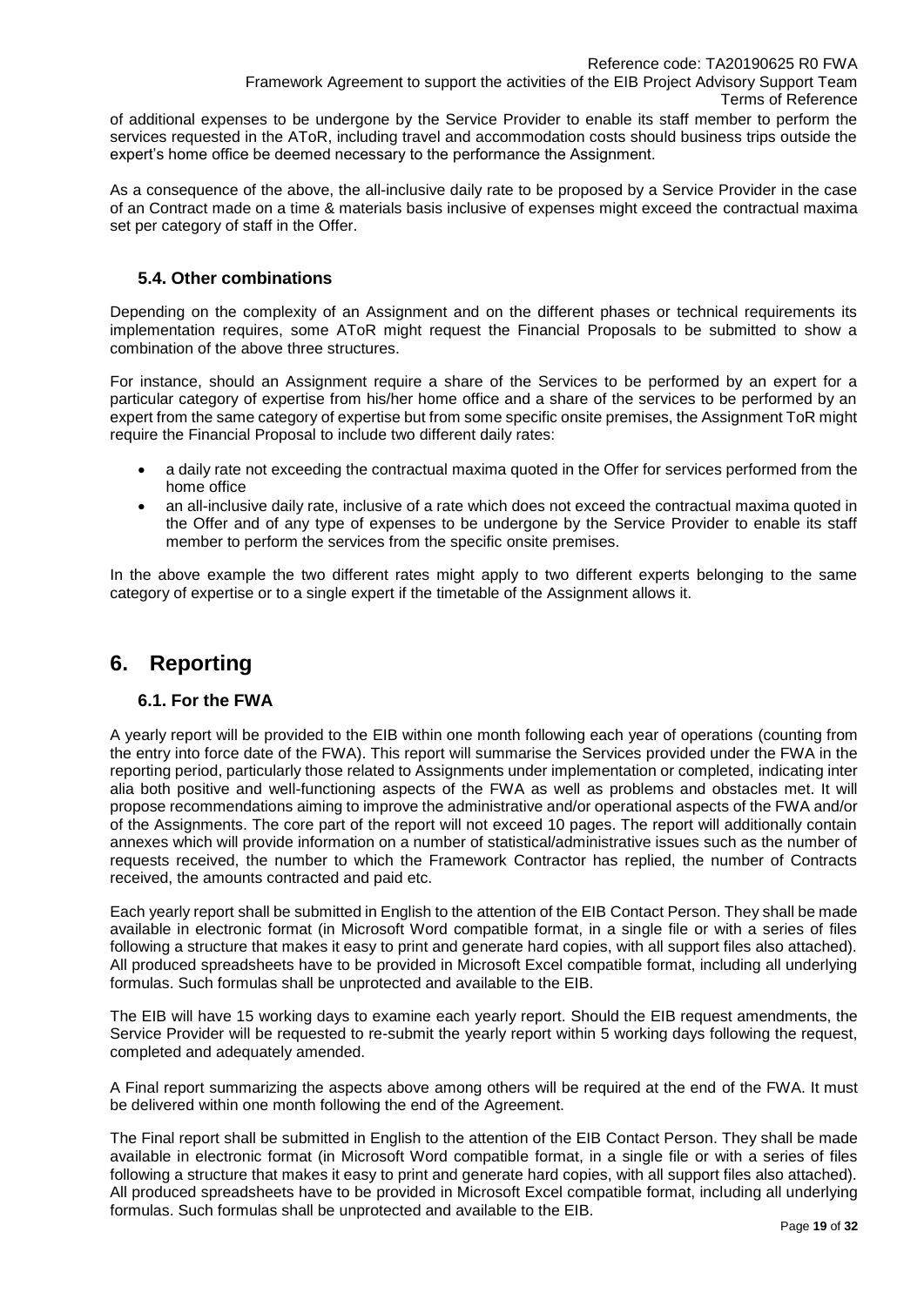of additional expenses to be undergone by the Service Provider to enable its staff member to perform the services requested in the AToR, including travel and accommodation costs should business trips outside the expert's home office be deemed necessary to the performance the Assignment.

As a consequence of the above, the all-inclusive daily rate to be proposed by a Service Provider in the case of an Contract made on a time & materials basis inclusive of expenses might exceed the contractual maxima set per category of staff in the Offer.

### 5.4. Other combinations

Depending on the complexity of an Assignment and on the different phases or technical requirements its implementation requires, some AToR might request the Financial Proposals to be submitted to show a combination of the above three structures.

For instance, should an Assignment require a share of the Services to be performed by an expert for a particular category of expertise from his/her home office and a share of the services to be performed by an expert from the same category of expertise but from some specific onsite premises, the Assignment ToR might require the Financial Proposal to include two different daily rates:

- a daily rate not exceeding the contractual maxima quoted in the Offer for services performed from the home office
- an all-inclusive daily rate, inclusive of a rate which does not exceed the contractual maxima quoted in the Offer and of any type of expenses to be undergone by the Service Provider to enable its staff member to perform the services from the specific onsite premises.

In the above example the two different rates might apply to two different experts belonging to the same category of expertise or to a single expert if the timetable of the Assignment allows it.

## 6. Reporting

### 6.1. For the FWA

A yearly report will be provided to the EIB within one month following each year of operations (counting from the entry into force date of the FWA). This report will summarise the Services provided under the FWA in the reporting period, particularly those related to Assignments under implementation or completed, indicating inter alia both positive and well-functioning aspects of the FWA as well as problems and obstacles met. It will propose recommendations aiming to improve the administrative and/or operational aspects of the FWA and/or of the Assignments. The core part of the report will not exceed 10 pages. The report will additionally contain annexes which will provide information on a number of statistical/administrative issues such as the number of requests received, the number to which the Framework Contractor has replied, the number of Contracts received, the amounts contracted and paid etc.

Each yearly report shall be submitted in English to the attention of the EIB Contact Person. They shall be made available in electronic format (in Microsoft Word compatible format, in a single file or with a series of files following a structure that makes it easy to print and generate hard copies, with all support files also attached). All produced spreadsheets have to be provided in Microsoft Excel compatible format, including all underlying formulas. Such formulas shall be unprotected and available to the EIB.

The EIB will have 15 working days to examine each yearly report. Should the EIB request amendments, the Service Provider will be requested to re-submit the yearly report within 5 working days following the request, completed and adequately amended.

A Final report summarizing the aspects above among others will be required at the end of the FWA. It must be delivered within one month following the end of the Agreement.

The Final report shall be submitted in English to the attention of the EIB Contact Person. They shall be made available in electronic format (in Microsoft Word compatible format, in a single file or with a series of files following a structure that makes it easy to print and generate hard copies, with all support files also attached). All produced spreadsheets have to be provided in Microsoft Excel compatible format, including all underlying formulas. Such formulas shall be unprotected and available to the EIB.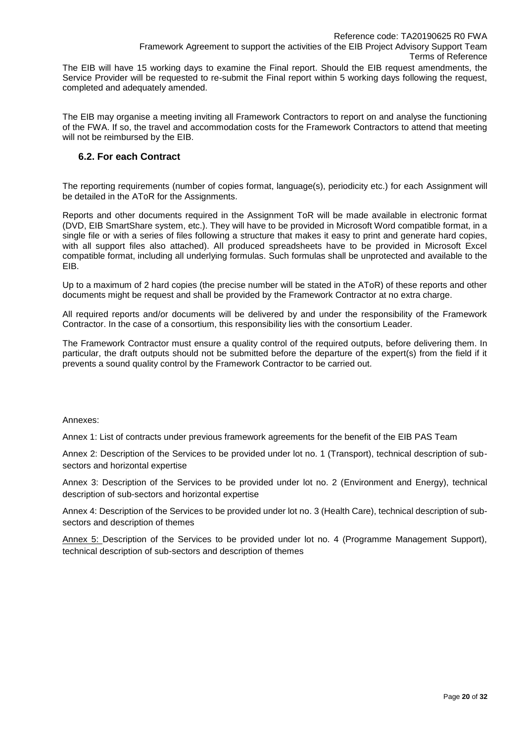The EIB will have 15 working days to examine the Final report. Should the EIB request amendments, the Service Provider will be requested to re-submit the Final report within 5 working days following the request, completed and adequately amended.

The EIB may organise a meeting inviting all Framework Contractors to report on and analyse the functioning of the FWA. If so, the travel and accommodation costs for the Framework Contractors to attend that meeting will not be reimbursed by the EIB.

### 6.2. For each Contract

The reporting requirements (number of copies format, language(s), periodicity etc.) for each Assignment will be detailed in the AToR for the Assignments.

Reports and other documents required in the Assignment ToR will be made available in electronic format (DVD, EIB SmartShare system, etc.). They will have to be provided in Microsoft Word compatible format, in a single file or with a series of files following a structure that makes it easy to print and generate hard copies, with all support files also attached). All produced spreadsheets have to be provided in Microsoft Excel compatible format, including all underlying formulas. Such formulas shall be unprotected and available to the EIB.

Up to a maximum of 2 hard copies (the precise number will be stated in the AToR) of these reports and other documents might be request and shall be provided by the Framework Contractor at no extra charge.

All required reports and/or documents will be delivered by and under the responsibility of the Framework Contractor. In the case of a consortium, this responsibility lies with the consortium Leader.

The Framework Contractor must ensure a quality control of the required outputs, before delivering them. In particular, the draft outputs should not be submitted before the departure of the expert(s) from the field if it prevents a sound quality control by the Framework Contractor to be carried out.

Annexes:

Annex 1: List of contracts under previous framework agreements for the benefit of the EIB PAS Team

Annex 2: Description of the Services to be provided under lot no. 1 (Transport), technical description of sub-sectors and horizontal expertise

Annex 3: Description of the Services to be provided under lot no. 2 (Environment and Energy), technical description of sub-sectors and horizontal expertise

Annex 4: Description of the Services to be provided under lot no. 3 (Health Care), technical description of sub-sectors and description of themes

Annex 5: Description of the Services to be provided under lot no. 4 (Programme Management Support), technical description of sub-sectors and description of themes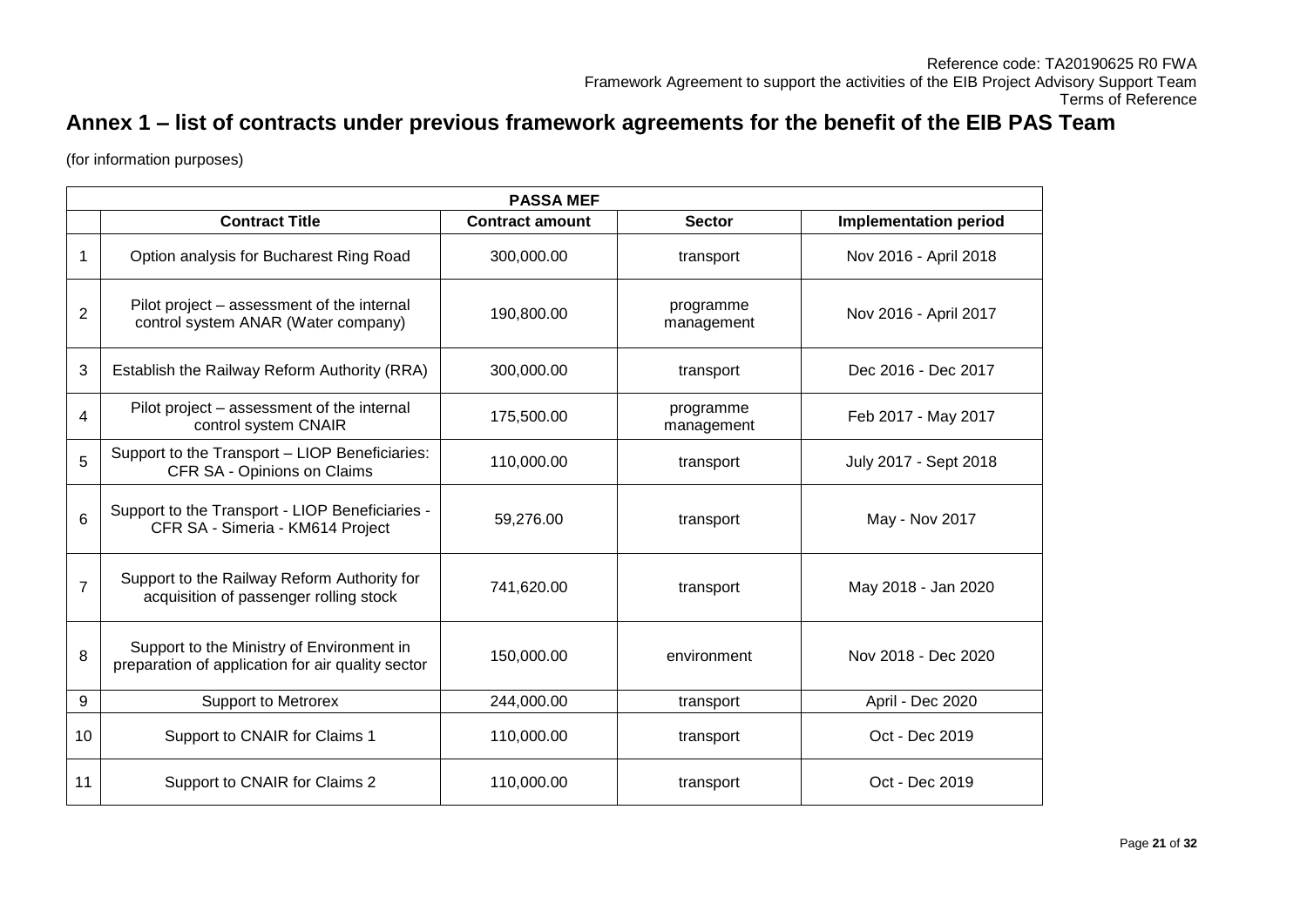# Annex 1 – list of contracts under previous framework agreements for the benefit of the EIB PAS Team

(for information purposes)

| PASSA MEF | | | | |
|---|---|---|---|---|
| | **Contract Title** | **Contract amount** | **Sector** | **Implementation period** |
| 1 | Option analysis for Bucharest Ring Road | 300,000.00 | transport | Nov 2016 - April 2018 |
| 2 | Pilot project – assessment of the internal control system ANAR (Water company) | 190,800.00 | programme management | Nov 2016 - April 2017 |
| 3 | Establish the Railway Reform Authority (RRA) | 300,000.00 | transport | Dec 2016 - Dec 2017 |
| 4 | Pilot project – assessment of the internal control system CNAIR | 175,500.00 | programme management | Feb 2017 - May 2017 |
| 5 | Support to the Transport – LIOP Beneficiaries: CFR SA - Opinions on Claims | 110,000.00 | transport | July 2017 - Sept 2018 |
| 6 | Support to the Transport - LIOP Beneficiaries - CFR SA - Simeria - KM614 Project | 59,276.00 | transport | May - Nov 2017 |
| 7 | Support to the Railway Reform Authority for acquisition of passenger rolling stock | 741,620.00 | transport | May 2018 - Jan 2020 |
| 8 | Support to the Ministry of Environment in preparation of application for air quality sector | 150,000.00 | environment | Nov 2018 - Dec 2020 |
| 9 | Support to Metrorex | 244,000.00 | transport | April - Dec 2020 |
| 10 | Support to CNAIR for Claims 1 | 110,000.00 | transport | Oct - Dec 2019 |
| 11 | Support to CNAIR for Claims 2 | 110,000.00 | transport | Oct - Dec 2019 |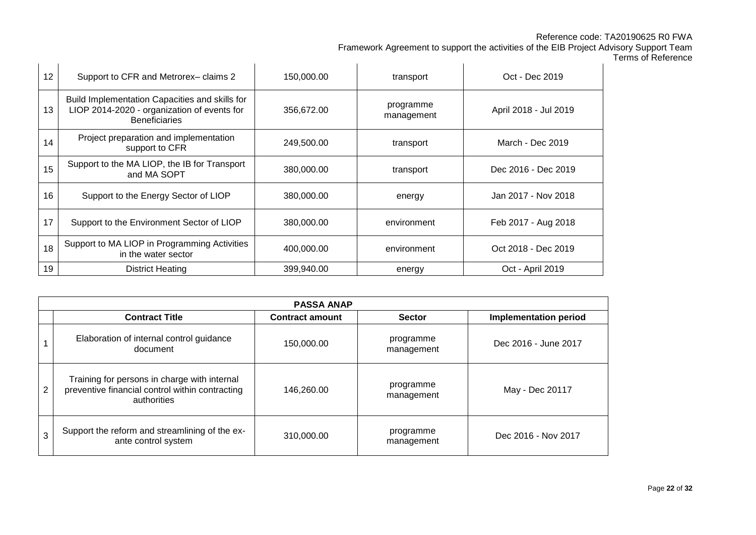| | | | | |
|---|---|---|---|---|
| 12 | Support to CFR and Metrorex– claims 2 | 150,000.00 | transport | Oct - Dec 2019 |
| 13 | Build Implementation Capacities and skills for LIOP 2014-2020 - organization of events for Beneficiaries | 356,672.00 | programme management | April 2018 - Jul 2019 |
| 14 | Project preparation and implementation support to CFR | 249,500.00 | transport | March - Dec 2019 |
| 15 | Support to the MA LIOP, the IB for Transport and MA SOPT | 380,000.00 | transport | Dec 2016 - Dec 2019 |
| 16 | Support to the Energy Sector of LIOP | 380,000.00 | energy | Jan 2017 - Nov 2018 |
| 17 | Support to the Environment Sector of LIOP | 380,000.00 | environment | Feb 2017 - Aug 2018 |
| 18 | Support to MA LIOP in Programming Activities in the water sector | 400,000.00 | environment | Oct 2018 - Dec 2019 |
| 19 | District Heating | 399,940.00 | energy | Oct - April 2019 |

| PASSA ANAP | | | | |
|---|---|---|---|---|
| | **Contract Title** | **Contract amount** | **Sector** | **Implementation period** |
| 1 | Elaboration of internal control guidance document | 150,000.00 | programme management | Dec 2016 - June 2017 |
| 2 | Training for persons in charge with internal preventive financial control within contracting authorities | 146,260.00 | programme management | May - Dec 20117 |
| 3 | Support the reform and streamlining of the ex-ante control system | 310,000.00 | programme management | Dec 2016 - Nov 2017 |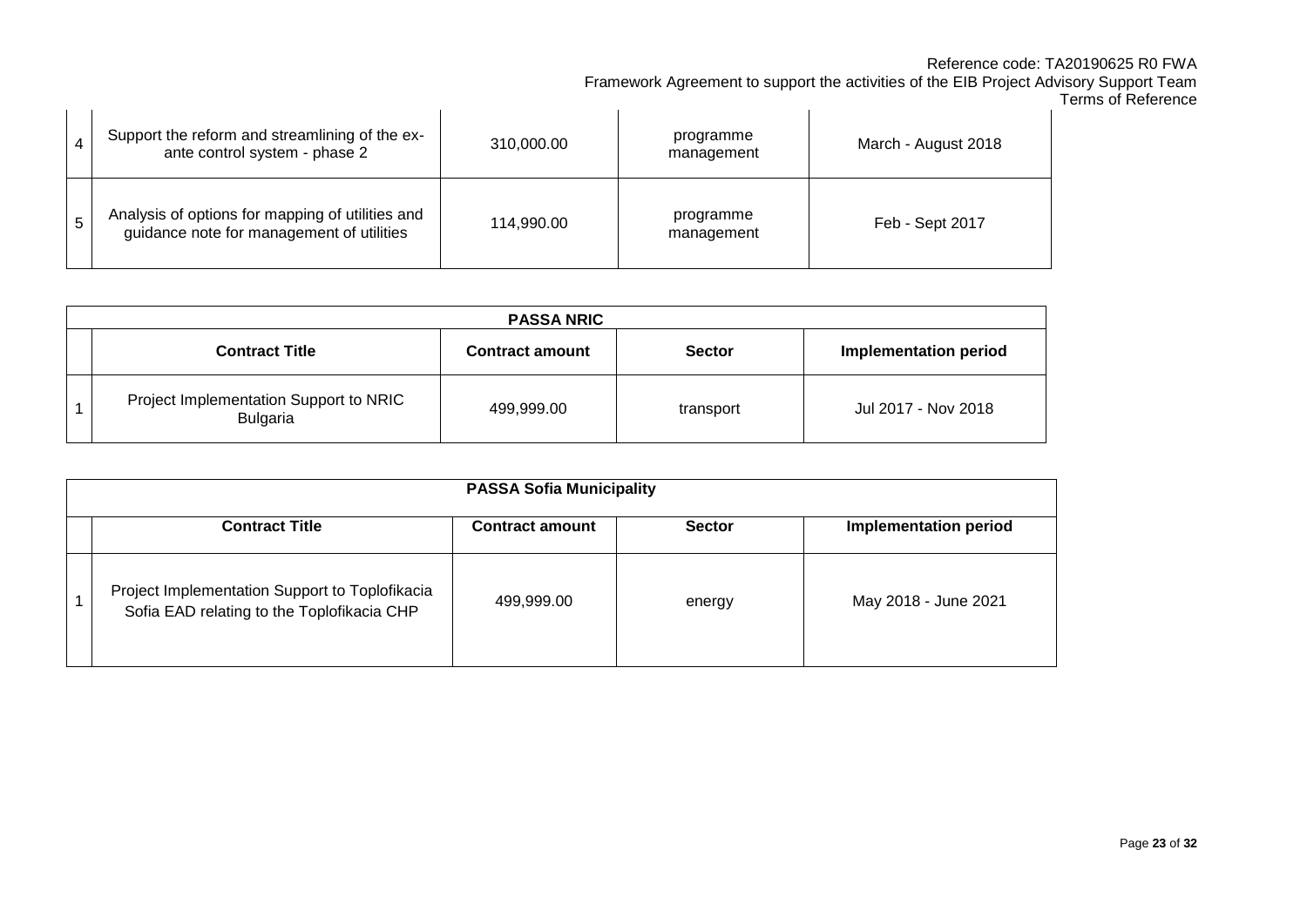| | | | | |
|---|---|---|---|---|
| 4 | Support the reform and streamlining of the ex-ante control system - phase 2 | 310,000.00 | programme management | March - August 2018 |
| 5 | Analysis of options for mapping of utilities and guidance note for management of utilities | 114,990.00 | programme management | Feb - Sept 2017 |

| PASSA NRIC | | | | |
|---|---|---|---|---|
| | **Contract Title** | **Contract amount** | **Sector** | **Implementation period** |
| 1 | Project Implementation Support to NRIC Bulgaria | 499,999.00 | transport | Jul 2017 - Nov 2018 |

| PASSA Sofia Municipality | | | | |
|---|---|---|---|---|
| | **Contract Title** | **Contract amount** | **Sector** | **Implementation period** |
| 1 | Project Implementation Support to Toplofikacia Sofia EAD relating to the Toplofikacia CHP | 499,999.00 | energy | May 2018 - June 2021 |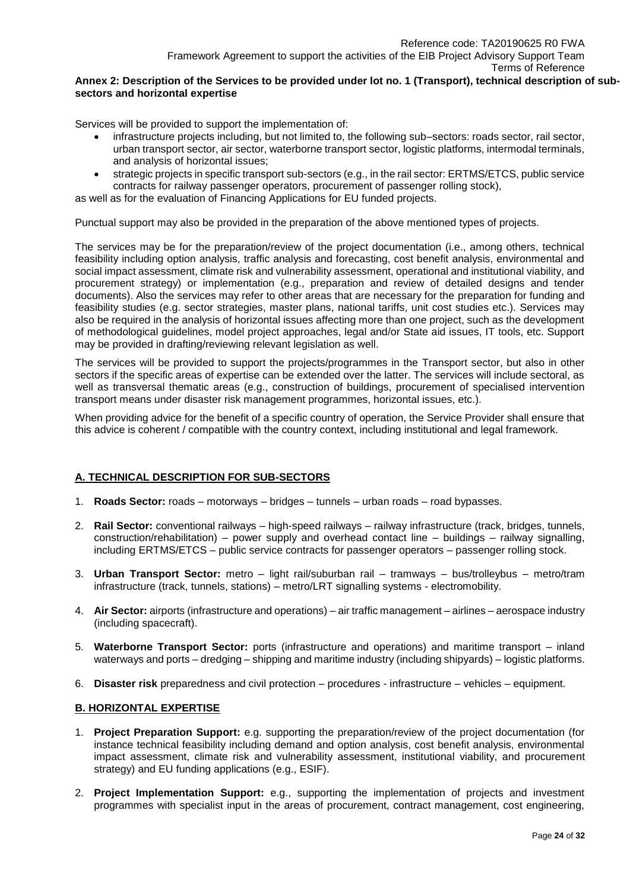**Annex 2: Description of the Services to be provided under lot no. 1 (Transport), technical description of sub-sectors and horizontal expertise**

Services will be provided to support the implementation of:

- infrastructure projects including, but not limited to, the following sub–sectors: roads sector, rail sector, urban transport sector, air sector, waterborne transport sector, logistic platforms, intermodal terminals, and analysis of horizontal issues;
- strategic projects in specific transport sub-sectors (e.g., in the rail sector: ERTMS/ETCS, public service contracts for railway passenger operators, procurement of passenger rolling stock),

as well as for the evaluation of Financing Applications for EU funded projects.

Punctual support may also be provided in the preparation of the above mentioned types of projects.

The services may be for the preparation/review of the project documentation (i.e., among others, technical feasibility including option analysis, traffic analysis and forecasting, cost benefit analysis, environmental and social impact assessment, climate risk and vulnerability assessment, operational and institutional viability, and procurement strategy) or implementation (e.g., preparation and review of detailed designs and tender documents). Also the services may refer to other areas that are necessary for the preparation for funding and feasibility studies (e.g. sector strategies, master plans, national tariffs, unit cost studies etc.). Services may also be required in the analysis of horizontal issues affecting more than one project, such as the development of methodological guidelines, model project approaches, legal and/or State aid issues, IT tools, etc. Support may be provided in drafting/reviewing relevant legislation as well.

The services will be provided to support the projects/programmes in the Transport sector, but also in other sectors if the specific areas of expertise can be extended over the latter. The services will include sectoral, as well as transversal thematic areas (e.g., construction of buildings, procurement of specialised intervention transport means under disaster risk management programmes, horizontal issues, etc.).

When providing advice for the benefit of a specific country of operation, the Service Provider shall ensure that this advice is coherent / compatible with the country context, including institutional and legal framework.

## A. TECHNICAL DESCRIPTION FOR SUB-SECTORS

1. **Roads Sector:** roads – motorways – bridges – tunnels – urban roads – road bypasses.
2. **Rail Sector:** conventional railways – high-speed railways – railway infrastructure (track, bridges, tunnels, construction/rehabilitation) – power supply and overhead contact line – buildings – railway signalling, including ERTMS/ETCS – public service contracts for passenger operators – passenger rolling stock.
3. **Urban Transport Sector:** metro – light rail/suburban rail – tramways – bus/trolleybus – metro/tram infrastructure (track, tunnels, stations) – metro/LRT signalling systems - electromobility.
4. **Air Sector:** airports (infrastructure and operations) – air traffic management – airlines – aerospace industry (including spacecraft).
5. **Waterborne Transport Sector:** ports (infrastructure and operations) and maritime transport – inland waterways and ports – dredging – shipping and maritime industry (including shipyards) – logistic platforms.
6. **Disaster risk** preparedness and civil protection – procedures - infrastructure – vehicles – equipment.

## B. HORIZONTAL EXPERTISE

1. **Project Preparation Support:** e.g. supporting the preparation/review of the project documentation (for instance technical feasibility including demand and option analysis, cost benefit analysis, environmental impact assessment, climate risk and vulnerability assessment, institutional viability, and procurement strategy) and EU funding applications (e.g., ESIF).
2. **Project Implementation Support:** e.g., supporting the implementation of projects and investment programmes with specialist input in the areas of procurement, contract management, cost engineering,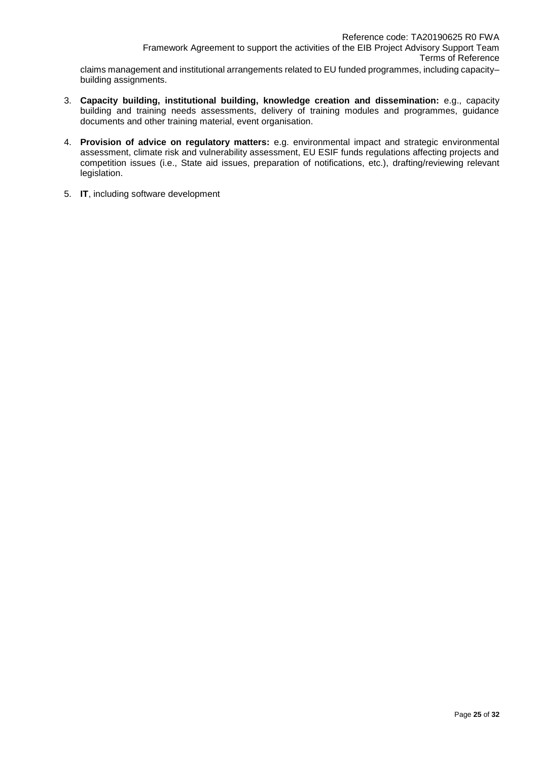claims management and institutional arrangements related to EU funded programmes, including capacity–building assignments.

3. **Capacity building, institutional building, knowledge creation and dissemination:** e.g., capacity building and training needs assessments, delivery of training modules and programmes, guidance documents and other training material, event organisation.

4. **Provision of advice on regulatory matters:** e.g. environmental impact and strategic environmental assessment, climate risk and vulnerability assessment, EU ESIF funds regulations affecting projects and competition issues (i.e., State aid issues, preparation of notifications, etc.), drafting/reviewing relevant legislation.

5. **IT**, including software development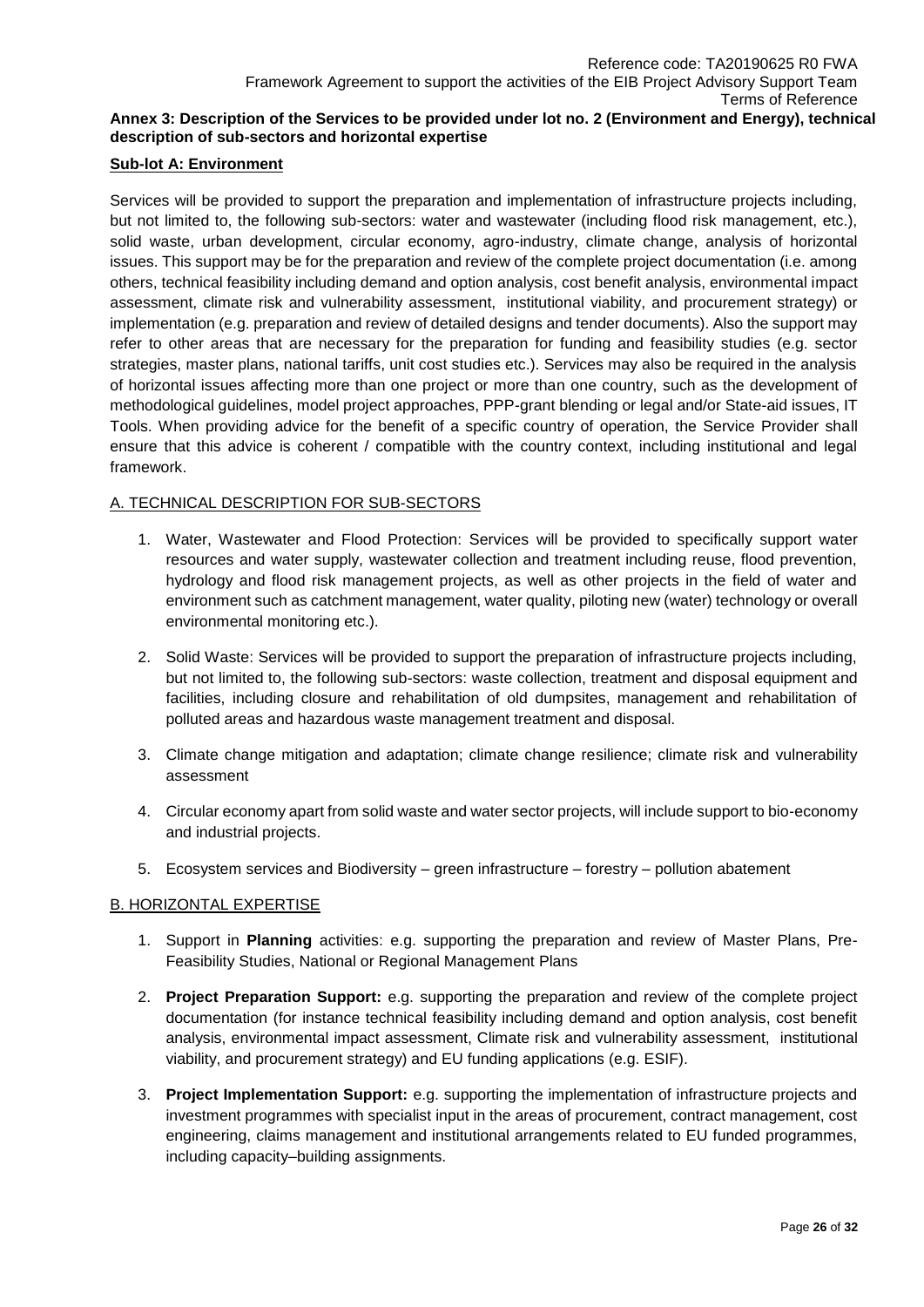**Annex 3: Description of the Services to be provided under lot no. 2 (Environment and Energy), technical description of sub-sectors and horizontal expertise**

**Sub-lot A: Environment**

Services will be provided to support the preparation and implementation of infrastructure projects including, but not limited to, the following sub-sectors: water and wastewater (including flood risk management, etc.), solid waste, urban development, circular economy, agro-industry, climate change, analysis of horizontal issues. This support may be for the preparation and review of the complete project documentation (i.e. among others, technical feasibility including demand and option analysis, cost benefit analysis, environmental impact assessment, climate risk and vulnerability assessment, institutional viability, and procurement strategy) or implementation (e.g. preparation and review of detailed designs and tender documents). Also the support may refer to other areas that are necessary for the preparation for funding and feasibility studies (e.g. sector strategies, master plans, national tariffs, unit cost studies etc.). Services may also be required in the analysis of horizontal issues affecting more than one project or more than one country, such as the development of methodological guidelines, model project approaches, PPP-grant blending or legal and/or State-aid issues, IT Tools. When providing advice for the benefit of a specific country of operation, the Service Provider shall ensure that this advice is coherent / compatible with the country context, including institutional and legal framework.

A. TECHNICAL DESCRIPTION FOR SUB-SECTORS

1. Water, Wastewater and Flood Protection: Services will be provided to specifically support water resources and water supply, wastewater collection and treatment including reuse, flood prevention, hydrology and flood risk management projects, as well as other projects in the field of water and environment such as catchment management, water quality, piloting new (water) technology or overall environmental monitoring etc.).
2. Solid Waste: Services will be provided to support the preparation of infrastructure projects including, but not limited to, the following sub-sectors: waste collection, treatment and disposal equipment and facilities, including closure and rehabilitation of old dumpsites, management and rehabilitation of polluted areas and hazardous waste management treatment and disposal.
3. Climate change mitigation and adaptation; climate change resilience; climate risk and vulnerability assessment
4. Circular economy apart from solid waste and water sector projects, will include support to bio-economy and industrial projects.
5. Ecosystem services and Biodiversity – green infrastructure – forestry – pollution abatement

B. HORIZONTAL EXPERTISE

1. Support in **Planning** activities: e.g. supporting the preparation and review of Master Plans, Pre-Feasibility Studies, National or Regional Management Plans
2. **Project Preparation Support:** e.g. supporting the preparation and review of the complete project documentation (for instance technical feasibility including demand and option analysis, cost benefit analysis, environmental impact assessment, Climate risk and vulnerability assessment, institutional viability, and procurement strategy) and EU funding applications (e.g. ESIF).
3. **Project Implementation Support:** e.g. supporting the implementation of infrastructure projects and investment programmes with specialist input in the areas of procurement, contract management, cost engineering, claims management and institutional arrangements related to EU funded programmes, including capacity–building assignments.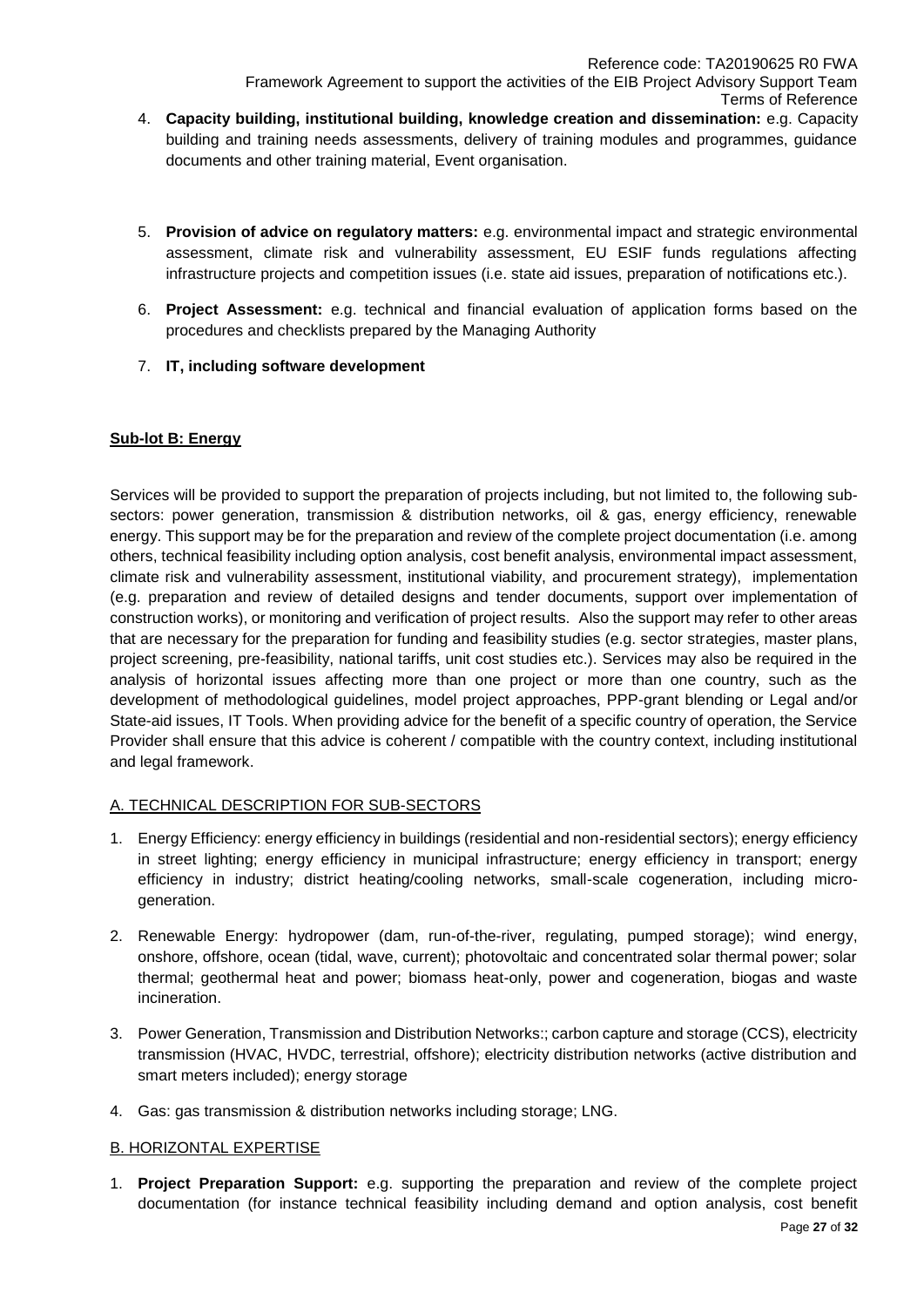4. **Capacity building, institutional building, knowledge creation and dissemination:** e.g. Capacity building and training needs assessments, delivery of training modules and programmes, guidance documents and other training material, Event organisation.

5. **Provision of advice on regulatory matters:** e.g. environmental impact and strategic environmental assessment, climate risk and vulnerability assessment, EU ESIF funds regulations affecting infrastructure projects and competition issues (i.e. state aid issues, preparation of notifications etc.).

6. **Project Assessment:** e.g. technical and financial evaluation of application forms based on the procedures and checklists prepared by the Managing Authority

7. **IT, including software development**

**Sub-lot B: Energy**

Services will be provided to support the preparation of projects including, but not limited to, the following sub-sectors: power generation, transmission & distribution networks, oil & gas, energy efficiency, renewable energy. This support may be for the preparation and review of the complete project documentation (i.e. among others, technical feasibility including option analysis, cost benefit analysis, environmental impact assessment, climate risk and vulnerability assessment, institutional viability, and procurement strategy), implementation (e.g. preparation and review of detailed designs and tender documents, support over implementation of construction works), or monitoring and verification of project results. Also the support may refer to other areas that are necessary for the preparation for funding and feasibility studies (e.g. sector strategies, master plans, project screening, pre-feasibility, national tariffs, unit cost studies etc.). Services may also be required in the analysis of horizontal issues affecting more than one project or more than one country, such as the development of methodological guidelines, model project approaches, PPP-grant blending or Legal and/or State-aid issues, IT Tools. When providing advice for the benefit of a specific country of operation, the Service Provider shall ensure that this advice is coherent / compatible with the country context, including institutional and legal framework.

A. TECHNICAL DESCRIPTION FOR SUB-SECTORS

1. Energy Efficiency: energy efficiency in buildings (residential and non-residential sectors); energy efficiency in street lighting; energy efficiency in municipal infrastructure; energy efficiency in transport; energy efficiency in industry; district heating/cooling networks, small-scale cogeneration, including micro-generation.

2. Renewable Energy: hydropower (dam, run-of-the-river, regulating, pumped storage); wind energy, onshore, offshore, ocean (tidal, wave, current); photovoltaic and concentrated solar thermal power; solar thermal; geothermal heat and power; biomass heat-only, power and cogeneration, biogas and waste incineration.

3. Power Generation, Transmission and Distribution Networks:; carbon capture and storage (CCS), electricity transmission (HVAC, HVDC, terrestrial, offshore); electricity distribution networks (active distribution and smart meters included); energy storage

4. Gas: gas transmission & distribution networks including storage; LNG.

B. HORIZONTAL EXPERTISE

1. **Project Preparation Support:** e.g. supporting the preparation and review of the complete project documentation (for instance technical feasibility including demand and option analysis, cost benefit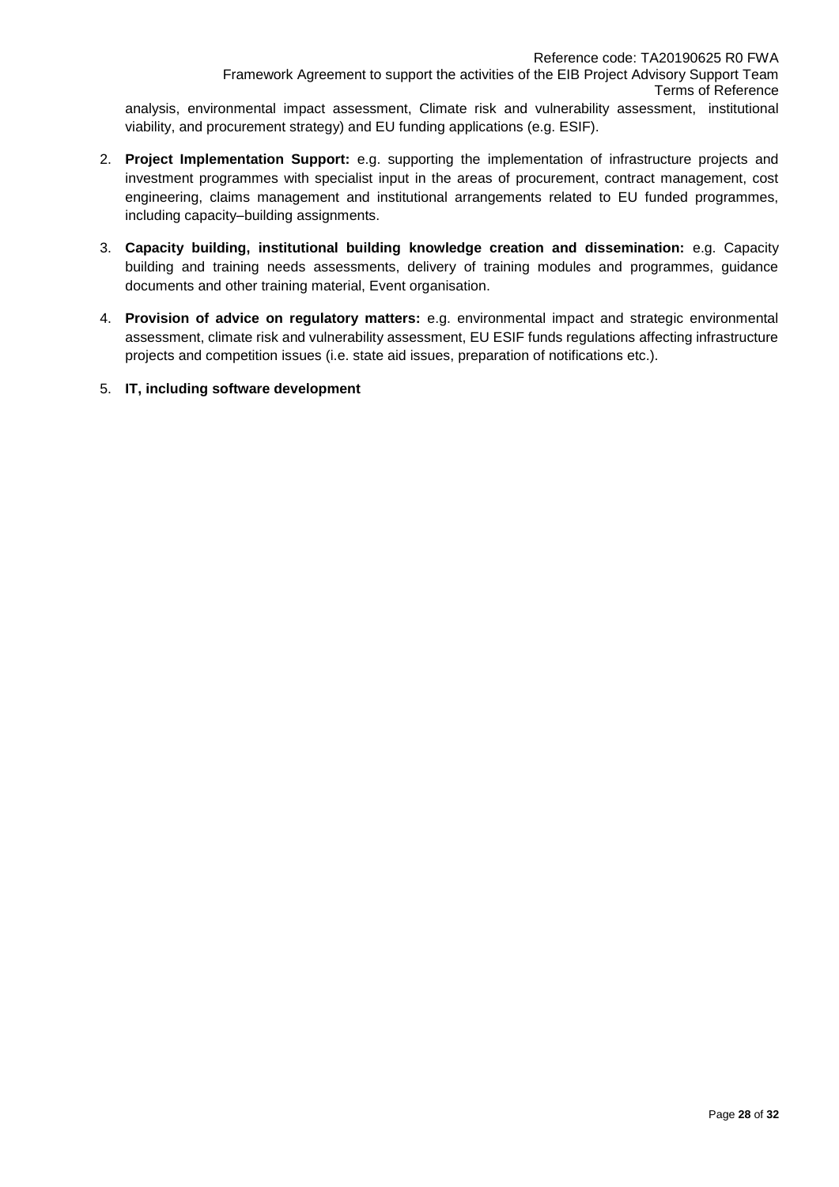analysis, environmental impact assessment, Climate risk and vulnerability assessment, institutional viability, and procurement strategy) and EU funding applications (e.g. ESIF).

2. **Project Implementation Support:** e.g. supporting the implementation of infrastructure projects and investment programmes with specialist input in the areas of procurement, contract management, cost engineering, claims management and institutional arrangements related to EU funded programmes, including capacity–building assignments.

3. **Capacity building, institutional building knowledge creation and dissemination:** e.g. Capacity building and training needs assessments, delivery of training modules and programmes, guidance documents and other training material, Event organisation.

4. **Provision of advice on regulatory matters:** e.g. environmental impact and strategic environmental assessment, climate risk and vulnerability assessment, EU ESIF funds regulations affecting infrastructure projects and competition issues (i.e. state aid issues, preparation of notifications etc.).

5. **IT, including software development**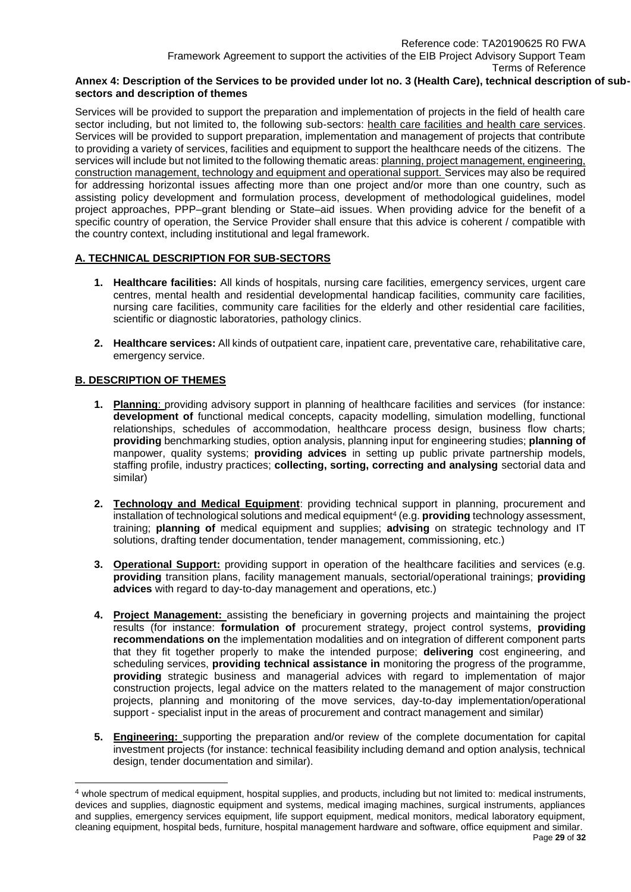**Annex 4: Description of the Services to be provided under lot no. 3 (Health Care), technical description of sub-sectors and description of themes**

Services will be provided to support the preparation and implementation of projects in the field of health care sector including, but not limited to, the following sub-sectors: health care facilities and health care services. Services will be provided to support preparation, implementation and management of projects that contribute to providing a variety of services, facilities and equipment to support the healthcare needs of the citizens. The services will include but not limited to the following thematic areas: planning, project management, engineering, construction management, technology and equipment and operational support. Services may also be required for addressing horizontal issues affecting more than one project and/or more than one country, such as assisting policy development and formulation process, development of methodological guidelines, model project approaches, PPP–grant blending or State–aid issues. When providing advice for the benefit of a specific country of operation, the Service Provider shall ensure that this advice is coherent / compatible with the country context, including institutional and legal framework.

## A. TECHNICAL DESCRIPTION FOR SUB-SECTORS

1. **Healthcare facilities:** All kinds of hospitals, nursing care facilities, emergency services, urgent care centres, mental health and residential developmental handicap facilities, community care facilities, nursing care facilities, community care facilities for the elderly and other residential care facilities, scientific or diagnostic laboratories, pathology clinics.

2. **Healthcare services:** All kinds of outpatient care, inpatient care, preventative care, rehabilitative care, emergency service.

## B. DESCRIPTION OF THEMES

1. **Planning**: providing advisory support in planning of healthcare facilities and services (for instance: **development of** functional medical concepts, capacity modelling, simulation modelling, functional relationships, schedules of accommodation, healthcare process design, business flow charts; **providing** benchmarking studies, option analysis, planning input for engineering studies; **planning of** manpower, quality systems; **providing advices** in setting up public private partnership models, staffing profile, industry practices; **collecting, sorting, correcting and analysing** sectorial data and similar)

2. **Technology and Medical Equipment**: providing technical support in planning, procurement and installation of technological solutions and medical equipment[4] (e.g. **providing** technology assessment, training; **planning of** medical equipment and supplies; **advising** on strategic technology and IT solutions, drafting tender documentation, tender management, commissioning, etc.)

3. **Operational Support:** providing support in operation of the healthcare facilities and services (e.g. **providing** transition plans, facility management manuals, sectorial/operational trainings; **providing advices** with regard to day-to-day management and operations, etc.)

4. **Project Management:** assisting the beneficiary in governing projects and maintaining the project results (for instance: **formulation of** procurement strategy, project control systems, **providing recommendations on** the implementation modalities and on integration of different component parts that they fit together properly to make the intended purpose; **delivering** cost engineering, and scheduling services, **providing technical assistance in** monitoring the progress of the programme, **providing** strategic business and managerial advices with regard to implementation of major construction projects, legal advice on the matters related to the management of major construction projects, planning and monitoring of the move services, day-to-day implementation/operational support - specialist input in the areas of procurement and contract management and similar)

5. **Engineering:** supporting the preparation and/or review of the complete documentation for capital investment projects (for instance: technical feasibility including demand and option analysis, technical design, tender documentation and similar).

[4] whole spectrum of medical equipment, hospital supplies, and products, including but not limited to: medical instruments, devices and supplies, diagnostic equipment and systems, medical imaging machines, surgical instruments, appliances and supplies, emergency services equipment, life support equipment, medical monitors, medical laboratory equipment, cleaning equipment, hospital beds, furniture, hospital management hardware and software, office equipment and similar.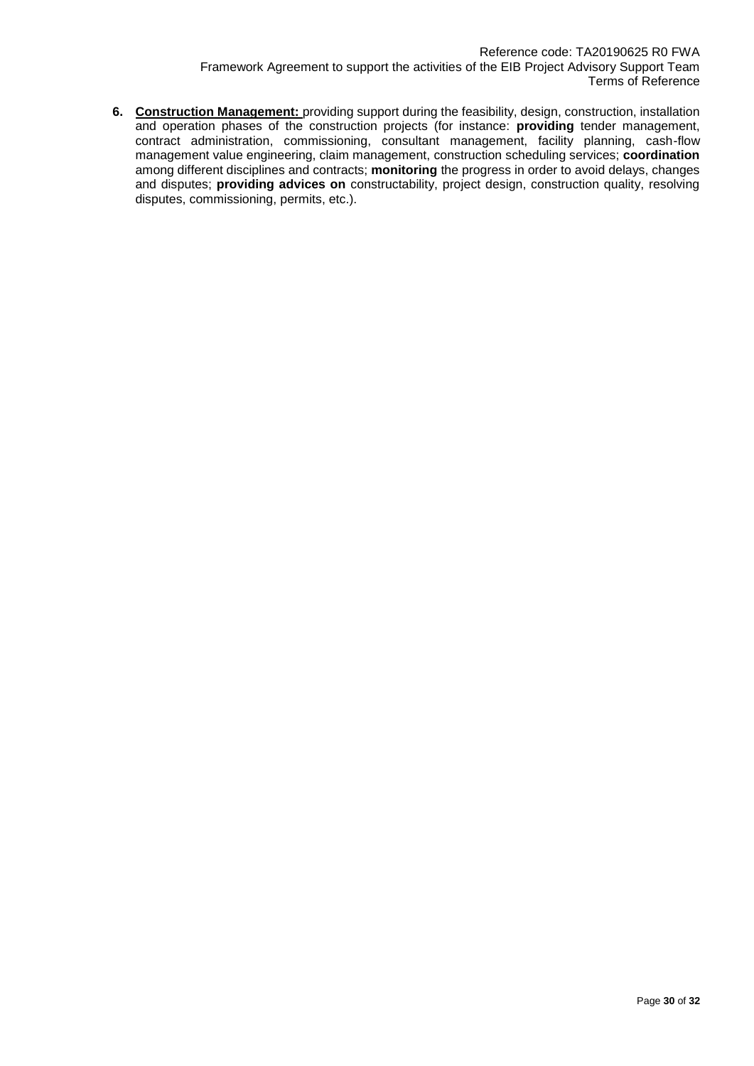6. **Construction Management:** providing support during the feasibility, design, construction, installation and operation phases of the construction projects (for instance: **providing** tender management, contract administration, commissioning, consultant management, facility planning, cash-flow management value engineering, claim management, construction scheduling services; **coordination** among different disciplines and contracts; **monitoring** the progress in order to avoid delays, changes and disputes; **providing advices on** constructability, project design, construction quality, resolving disputes, commissioning, permits, etc.).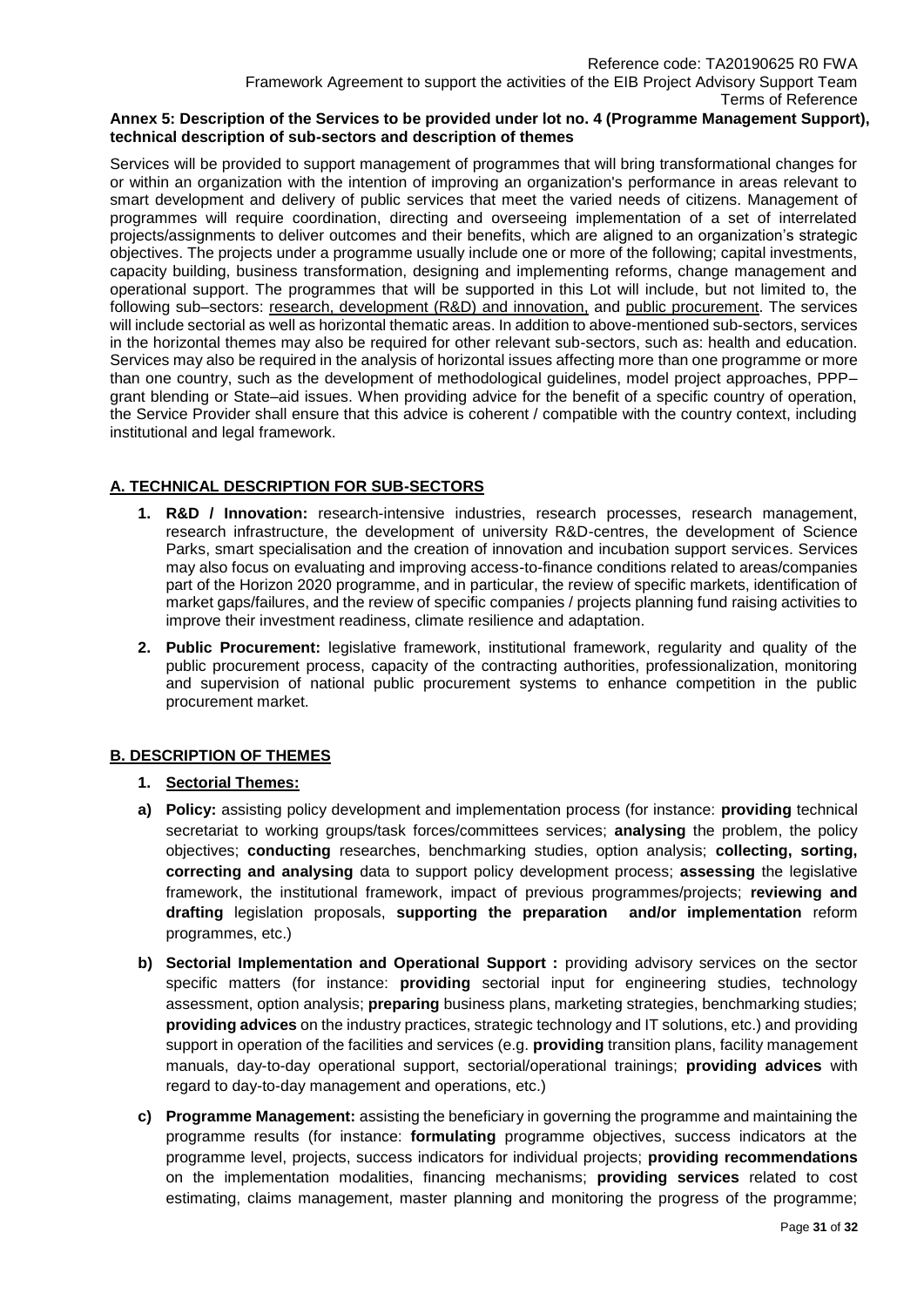**Annex 5: Description of the Services to be provided under lot no. 4 (Programme Management Support), technical description of sub-sectors and description of themes**

Services will be provided to support management of programmes that will bring transformational changes for or within an organization with the intention of improving an organization's performance in areas relevant to smart development and delivery of public services that meet the varied needs of citizens. Management of programmes will require coordination, directing and overseeing implementation of a set of interrelated projects/assignments to deliver outcomes and their benefits, which are aligned to an organization's strategic objectives. The projects under a programme usually include one or more of the following; capital investments, capacity building, business transformation, designing and implementing reforms, change management and operational support. The programmes that will be supported in this Lot will include, but not limited to, the following sub–sectors: research, development (R&D) and innovation, and public procurement. The services will include sectorial as well as horizontal thematic areas. In addition to above-mentioned sub-sectors, services in the horizontal themes may also be required for other relevant sub-sectors, such as: health and education. Services may also be required in the analysis of horizontal issues affecting more than one programme or more than one country, such as the development of methodological guidelines, model project approaches, PPP–grant blending or State–aid issues. When providing advice for the benefit of a specific country of operation, the Service Provider shall ensure that this advice is coherent / compatible with the country context, including institutional and legal framework.

## A. TECHNICAL DESCRIPTION FOR SUB-SECTORS

1. **R&D / Innovation:** research-intensive industries, research processes, research management, research infrastructure, the development of university R&D-centres, the development of Science Parks, smart specialisation and the creation of innovation and incubation support services. Services may also focus on evaluating and improving access-to-finance conditions related to areas/companies part of the Horizon 2020 programme, and in particular, the review of specific markets, identification of market gaps/failures, and the review of specific companies / projects planning fund raising activities to improve their investment readiness, climate resilience and adaptation.
2. **Public Procurement:** legislative framework, institutional framework, regularity and quality of the public procurement process, capacity of the contracting authorities, professionalization, monitoring and supervision of national public procurement systems to enhance competition in the public procurement market.

## B. DESCRIPTION OF THEMES

1. **Sectorial Themes:**

a) **Policy:** assisting policy development and implementation process (for instance: **providing** technical secretariat to working groups/task forces/committees services; **analysing** the problem, the policy objectives; **conducting** researches, benchmarking studies, option analysis; **collecting, sorting, correcting and analysing** data to support policy development process; **assessing** the legislative framework, the institutional framework, impact of previous programmes/projects; **reviewing and drafting** legislation proposals, **supporting the preparation and/or implementation** reform programmes, etc.)

b) **Sectorial Implementation and Operational Support :** providing advisory services on the sector specific matters (for instance: **providing** sectorial input for engineering studies, technology assessment, option analysis; **preparing** business plans, marketing strategies, benchmarking studies; **providing advices** on the industry practices, strategic technology and IT solutions, etc.) and providing support in operation of the facilities and services (e.g. **providing** transition plans, facility management manuals, day-to-day operational support, sectorial/operational trainings; **providing advices** with regard to day-to-day management and operations, etc.)

c) **Programme Management:** assisting the beneficiary in governing the programme and maintaining the programme results (for instance: **formulating** programme objectives, success indicators at the programme level, projects, success indicators for individual projects; **providing recommendations** on the implementation modalities, financing mechanisms; **providing services** related to cost estimating, claims management, master planning and monitoring the progress of the programme;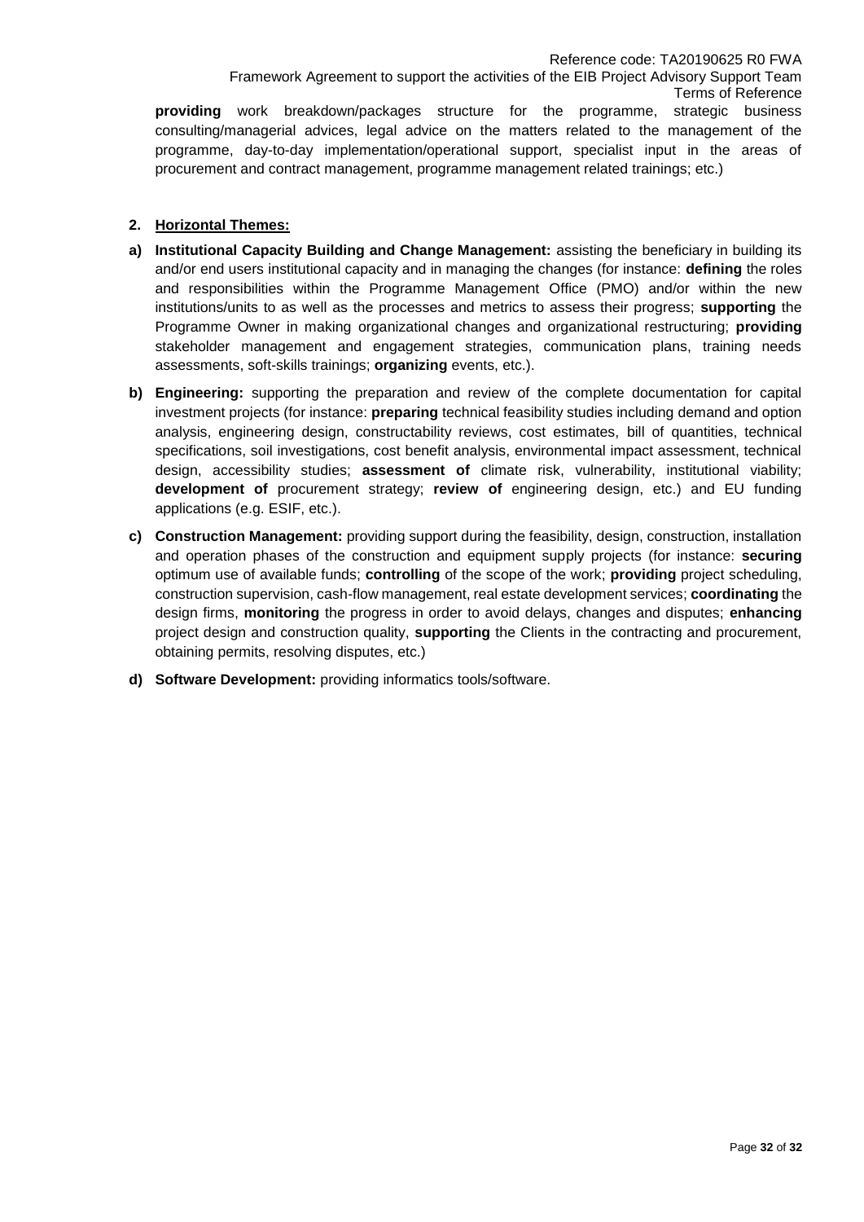**providing** work breakdown/packages structure for the programme, strategic business consulting/managerial advices, legal advice on the matters related to the management of the programme, day-to-day implementation/operational support, specialist input in the areas of procurement and contract management, programme management related trainings; etc.)

**2. Horizontal Themes:**

**a) Institutional Capacity Building and Change Management:** assisting the beneficiary in building its and/or end users institutional capacity and in managing the changes (for instance: **defining** the roles and responsibilities within the Programme Management Office (PMO) and/or within the new institutions/units to as well as the processes and metrics to assess their progress; **supporting** the Programme Owner in making organizational changes and organizational restructuring; **providing** stakeholder management and engagement strategies, communication plans, training needs assessments, soft-skills trainings; **organizing** events, etc.).

**b) Engineering:** supporting the preparation and review of the complete documentation for capital investment projects (for instance: **preparing** technical feasibility studies including demand and option analysis, engineering design, constructability reviews, cost estimates, bill of quantities, technical specifications, soil investigations, cost benefit analysis, environmental impact assessment, technical design, accessibility studies; **assessment of** climate risk, vulnerability, institutional viability; **development of** procurement strategy; **review of** engineering design, etc.) and EU funding applications (e.g. ESIF, etc.).

**c) Construction Management:** providing support during the feasibility, design, construction, installation and operation phases of the construction and equipment supply projects (for instance: **securing** optimum use of available funds; **controlling** of the scope of the work; **providing** project scheduling, construction supervision, cash-flow management, real estate development services; **coordinating** the design firms, **monitoring** the progress in order to avoid delays, changes and disputes; **enhancing** project design and construction quality, **supporting** the Clients in the contracting and procurement, obtaining permits, resolving disputes, etc.)

**d) Software Development:** providing informatics tools/software.